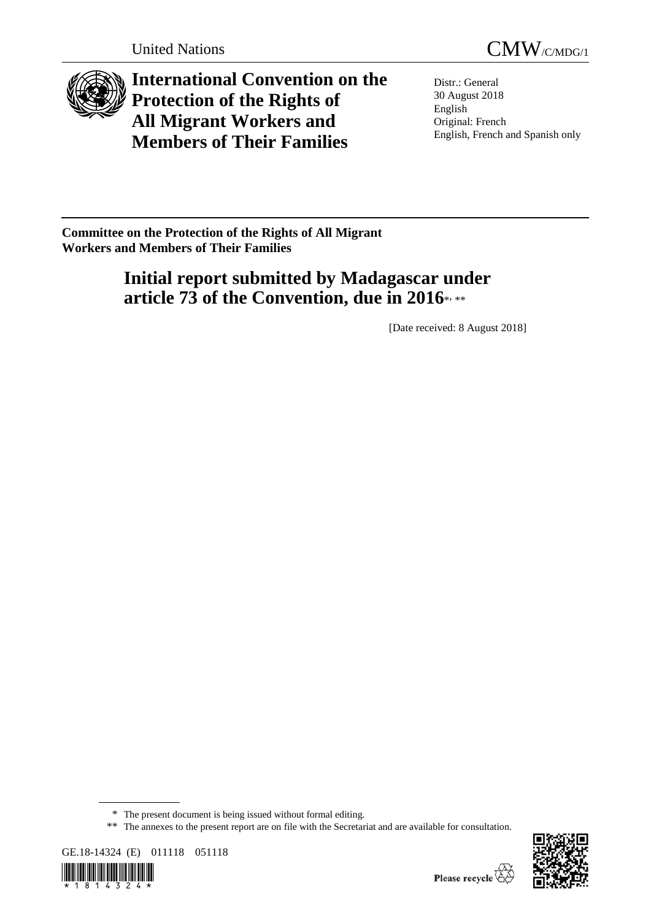United Nations

CMW/C/MDG/1

# International Convention on the Protection of the Rights of All Migrant Workers and Members of Their Families

Distr.: General
30 August 2018
English
Original: French
English, French and Spanish only

**Committee on the Protection of the Rights of All Migrant Workers and Members of Their Families**

## Initial report submitted by Madagascar under article 73 of the Convention, due in 2016*, **

[Date received: 8 August 2018]

\* The present document is being issued without formal editing.

\*\* The annexes to the present report are on file with the Secretariat and are available for consultation.

GE.18-14324 (E) 011118 051118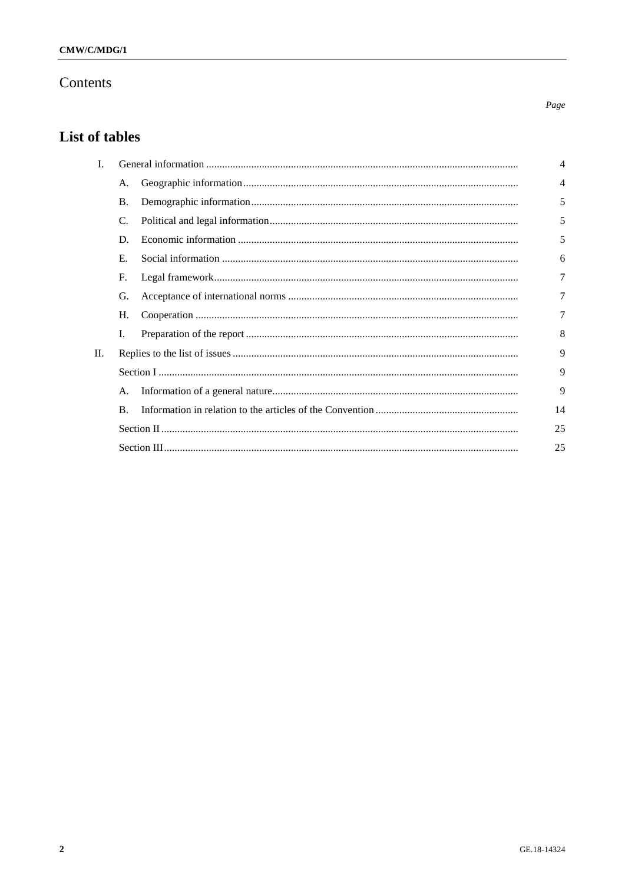# Contents

*Page*

## List of tables

| | | | |
|---|---|---|---|
| I. | | General information | 4 |
| | A. | Geographic information | 4 |
| | B. | Demographic information | 5 |
| | C. | Political and legal information | 5 |
| | D. | Economic information | 5 |
| | E. | Social information | 6 |
| | F. | Legal framework | 7 |
| | G. | Acceptance of international norms | 7 |
| | H. | Cooperation | 7 |
| | I. | Preparation of the report | 8 |
| II. | | Replies to the list of issues | 9 |
| | | Section I | 9 |
| | A. | Information of a general nature | 9 |
| | B. | Information in relation to the articles of the Convention | 14 |
| | | Section II | 25 |
| | | Section III | 25 |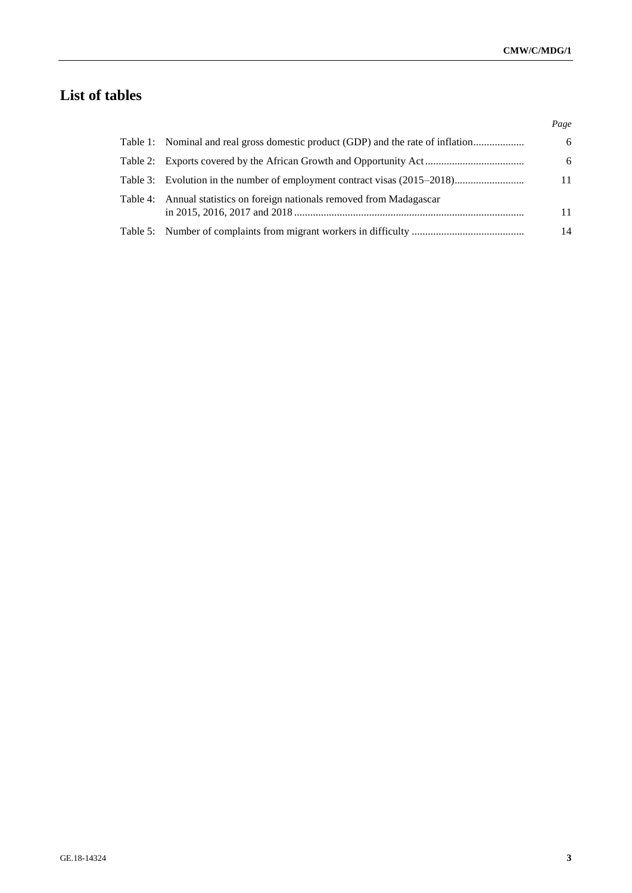## List of tables

| | | *Page* |
|---|---|---|
| Table 1: | Nominal and real gross domestic product (GDP) and the rate of inflation | 6 |
| Table 2: | Exports covered by the African Growth and Opportunity Act | 6 |
| Table 3: | Evolution in the number of employment contract visas (2015–2018) | 11 |
| Table 4: | Annual statistics on foreign nationals removed from Madagascar in 2015, 2016, 2017 and 2018 | 11 |
| Table 5: | Number of complaints from migrant workers in difficulty | 14 |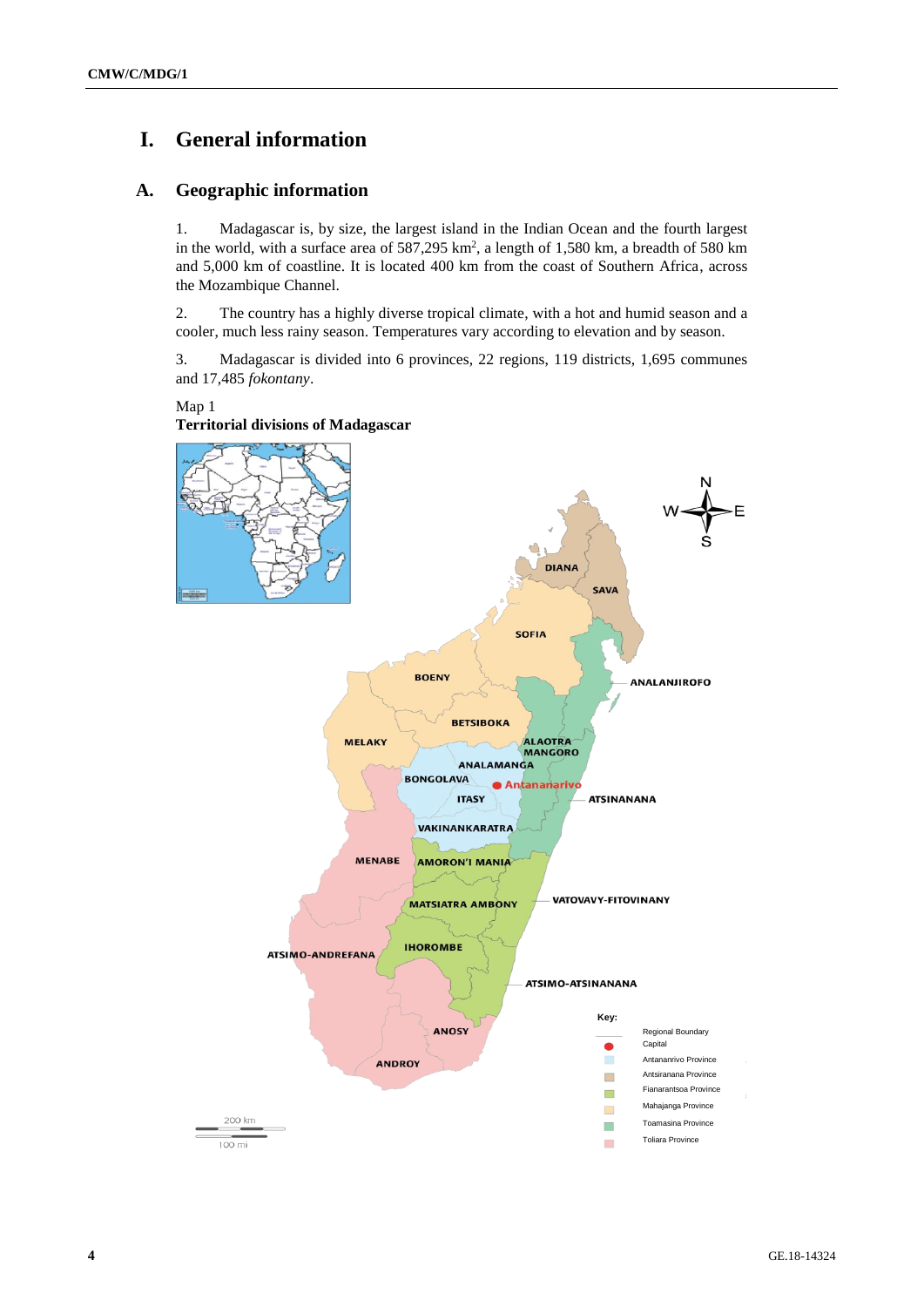# I. General information

## A. Geographic information

1. Madagascar is, by size, the largest island in the Indian Ocean and the fourth largest in the world, with a surface area of 587,295 km$^2$, a length of 1,580 km, a breadth of 580 km and 5,000 km of coastline. It is located 400 km from the coast of Southern Africa, across the Mozambique Channel.

2. The country has a highly diverse tropical climate, with a hot and humid season and a cooler, much less rainy season. Temperatures vary according to elevation and by season.

3. Madagascar is divided into 6 provinces, 22 regions, 119 districts, 1,695 communes and 17,485 *fokontany*.

Map 1
**Territorial divisions of Madagascar**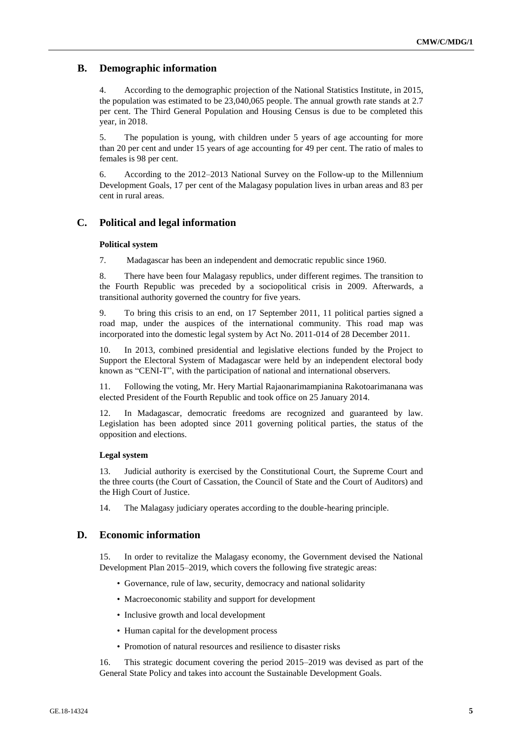## B. Demographic information

4. According to the demographic projection of the National Statistics Institute, in 2015, the population was estimated to be 23,040,065 people. The annual growth rate stands at 2.7 per cent. The Third General Population and Housing Census is due to be completed this year, in 2018.

5. The population is young, with children under 5 years of age accounting for more than 20 per cent and under 15 years of age accounting for 49 per cent. The ratio of males to females is 98 per cent.

6. According to the 2012–2013 National Survey on the Follow-up to the Millennium Development Goals, 17 per cent of the Malagasy population lives in urban areas and 83 per cent in rural areas.

## C. Political and legal information

### Political system

7. Madagascar has been an independent and democratic republic since 1960.

8. There have been four Malagasy republics, under different regimes. The transition to the Fourth Republic was preceded by a sociopolitical crisis in 2009. Afterwards, a transitional authority governed the country for five years.

9. To bring this crisis to an end, on 17 September 2011, 11 political parties signed a road map, under the auspices of the international community. This road map was incorporated into the domestic legal system by Act No. 2011-014 of 28 December 2011.

10. In 2013, combined presidential and legislative elections funded by the Project to Support the Electoral System of Madagascar were held by an independent electoral body known as "CENI-T", with the participation of national and international observers.

11. Following the voting, Mr. Hery Martial Rajaonarimampianina Rakotoarimanana was elected President of the Fourth Republic and took office on 25 January 2014.

12. In Madagascar, democratic freedoms are recognized and guaranteed by law. Legislation has been adopted since 2011 governing political parties, the status of the opposition and elections.

### Legal system

13. Judicial authority is exercised by the Constitutional Court, the Supreme Court and the three courts (the Court of Cassation, the Council of State and the Court of Auditors) and the High Court of Justice.

14. The Malagasy judiciary operates according to the double-hearing principle.

## D. Economic information

15. In order to revitalize the Malagasy economy, the Government devised the National Development Plan 2015–2019, which covers the following five strategic areas:

- Governance, rule of law, security, democracy and national solidarity
- Macroeconomic stability and support for development
- Inclusive growth and local development
- Human capital for the development process
- Promotion of natural resources and resilience to disaster risks

16. This strategic document covering the period 2015–2019 was devised as part of the General State Policy and takes into account the Sustainable Development Goals.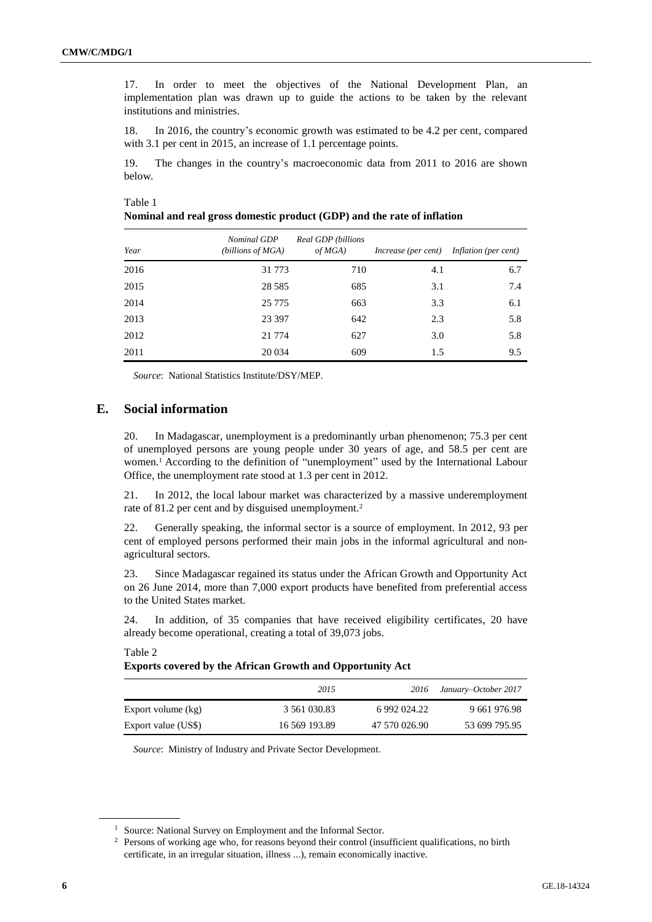17. In order to meet the objectives of the National Development Plan, an implementation plan was drawn up to guide the actions to be taken by the relevant institutions and ministries.

18. In 2016, the country's economic growth was estimated to be 4.2 per cent, compared with 3.1 per cent in 2015, an increase of 1.1 percentage points.

19. The changes in the country's macroeconomic data from 2011 to 2016 are shown below.

Table 1
**Nominal and real gross domestic product (GDP) and the rate of inflation**

| *Year* | *Nominal GDP (billions of MGA)* | *Real GDP (billions of MGA)* | *Increase (per cent)* | *Inflation (per cent)* |
|---|---|---|---|---|
| 2016 | 31 773 | 710 | 4.1 | 6.7 |
| 2015 | 28 585 | 685 | 3.1 | 7.4 |
| 2014 | 25 775 | 663 | 3.3 | 6.1 |
| 2013 | 23 397 | 642 | 2.3 | 5.8 |
| 2012 | 21 774 | 627 | 3.0 | 5.8 |
| 2011 | 20 034 | 609 | 1.5 | 9.5 |

*Source*: National Statistics Institute/DSY/MEP.

## E. Social information

20. In Madagascar, unemployment is a predominantly urban phenomenon; 75.3 per cent of unemployed persons are young people under 30 years of age, and 58.5 per cent are women.[1] According to the definition of "unemployment" used by the International Labour Office, the unemployment rate stood at 1.3 per cent in 2012.

21. In 2012, the local labour market was characterized by a massive underemployment rate of 81.2 per cent and by disguised unemployment.[2]

22. Generally speaking, the informal sector is a source of employment. In 2012, 93 per cent of employed persons performed their main jobs in the informal agricultural and non-agricultural sectors.

23. Since Madagascar regained its status under the African Growth and Opportunity Act on 26 June 2014, more than 7,000 export products have benefited from preferential access to the United States market.

24. In addition, of 35 companies that have received eligibility certificates, 20 have already become operational, creating a total of 39,073 jobs.

Table 2
**Exports covered by the African Growth and Opportunity Act**

| | *2015* | *2016* | *January–October 2017* |
|---|---|---|---|
| Export volume (kg) | 3 561 030.83 | 6 992 024.22 | 9 661 976.98 |
| Export value (US$) | 16 569 193.89 | 47 570 026.90 | 53 699 795.95 |

*Source*: Ministry of Industry and Private Sector Development.

[1] Source: National Survey on Employment and the Informal Sector.

[2] Persons of working age who, for reasons beyond their control (insufficient qualifications, no birth certificate, in an irregular situation, illness ...), remain economically inactive.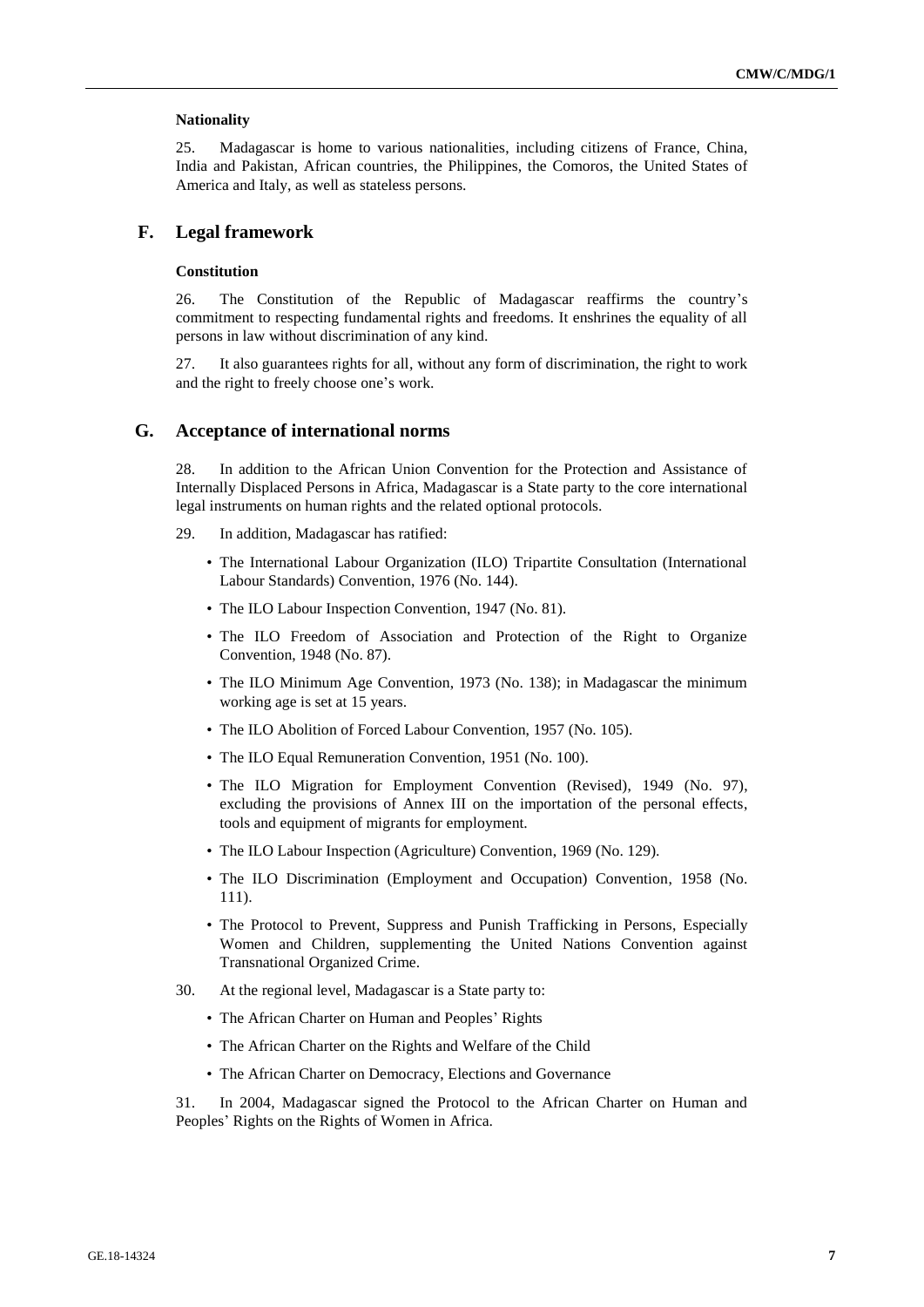**Nationality**

25. Madagascar is home to various nationalities, including citizens of France, China, India and Pakistan, African countries, the Philippines, the Comoros, the United States of America and Italy, as well as stateless persons.

## F. Legal framework

**Constitution**

26. The Constitution of the Republic of Madagascar reaffirms the country's commitment to respecting fundamental rights and freedoms. It enshrines the equality of all persons in law without discrimination of any kind.

27. It also guarantees rights for all, without any form of discrimination, the right to work and the right to freely choose one's work.

## G. Acceptance of international norms

28. In addition to the African Union Convention for the Protection and Assistance of Internally Displaced Persons in Africa, Madagascar is a State party to the core international legal instruments on human rights and the related optional protocols.

29. In addition, Madagascar has ratified:

- The International Labour Organization (ILO) Tripartite Consultation (International Labour Standards) Convention, 1976 (No. 144).
- The ILO Labour Inspection Convention, 1947 (No. 81).
- The ILO Freedom of Association and Protection of the Right to Organize Convention, 1948 (No. 87).
- The ILO Minimum Age Convention, 1973 (No. 138); in Madagascar the minimum working age is set at 15 years.
- The ILO Abolition of Forced Labour Convention, 1957 (No. 105).
- The ILO Equal Remuneration Convention, 1951 (No. 100).
- The ILO Migration for Employment Convention (Revised), 1949 (No. 97), excluding the provisions of Annex III on the importation of the personal effects, tools and equipment of migrants for employment.
- The ILO Labour Inspection (Agriculture) Convention, 1969 (No. 129).
- The ILO Discrimination (Employment and Occupation) Convention, 1958 (No. 111).
- The Protocol to Prevent, Suppress and Punish Trafficking in Persons, Especially Women and Children, supplementing the United Nations Convention against Transnational Organized Crime.

30. At the regional level, Madagascar is a State party to:

- The African Charter on Human and Peoples' Rights
- The African Charter on the Rights and Welfare of the Child
- The African Charter on Democracy, Elections and Governance

31. In 2004, Madagascar signed the Protocol to the African Charter on Human and Peoples' Rights on the Rights of Women in Africa.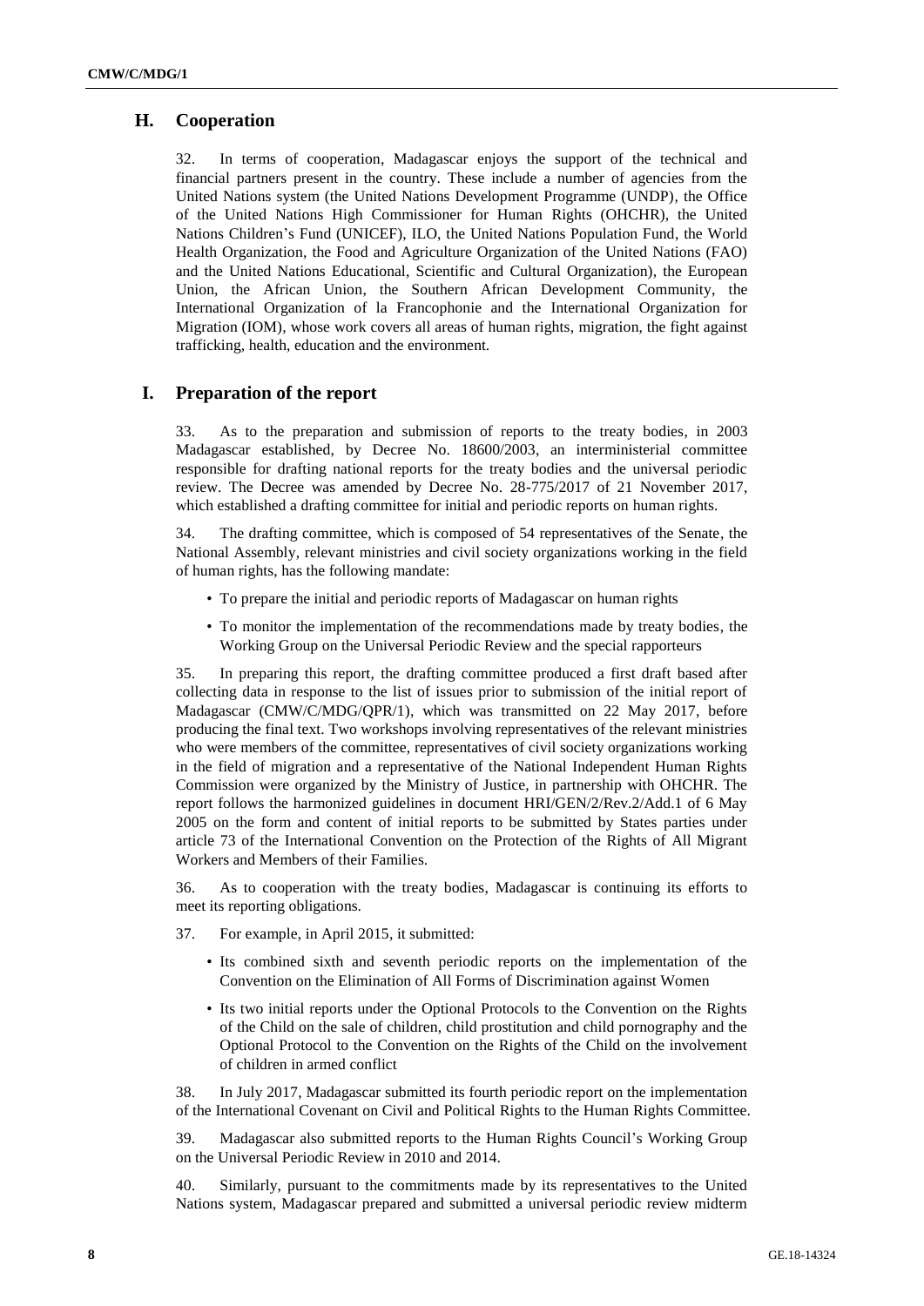## H. Cooperation

32. In terms of cooperation, Madagascar enjoys the support of the technical and financial partners present in the country. These include a number of agencies from the United Nations system (the United Nations Development Programme (UNDP), the Office of the United Nations High Commissioner for Human Rights (OHCHR), the United Nations Children's Fund (UNICEF), ILO, the United Nations Population Fund, the World Health Organization, the Food and Agriculture Organization of the United Nations (FAO) and the United Nations Educational, Scientific and Cultural Organization), the European Union, the African Union, the Southern African Development Community, the International Organization of la Francophonie and the International Organization for Migration (IOM), whose work covers all areas of human rights, migration, the fight against trafficking, health, education and the environment.

## I. Preparation of the report

33. As to the preparation and submission of reports to the treaty bodies, in 2003 Madagascar established, by Decree No. 18600/2003, an interministerial committee responsible for drafting national reports for the treaty bodies and the universal periodic review. The Decree was amended by Decree No. 28-775/2017 of 21 November 2017, which established a drafting committee for initial and periodic reports on human rights.

34. The drafting committee, which is composed of 54 representatives of the Senate, the National Assembly, relevant ministries and civil society organizations working in the field of human rights, has the following mandate:

- To prepare the initial and periodic reports of Madagascar on human rights
- To monitor the implementation of the recommendations made by treaty bodies, the Working Group on the Universal Periodic Review and the special rapporteurs

35. In preparing this report, the drafting committee produced a first draft based after collecting data in response to the list of issues prior to submission of the initial report of Madagascar (CMW/C/MDG/QPR/1), which was transmitted on 22 May 2017, before producing the final text. Two workshops involving representatives of the relevant ministries who were members of the committee, representatives of civil society organizations working in the field of migration and a representative of the National Independent Human Rights Commission were organized by the Ministry of Justice, in partnership with OHCHR. The report follows the harmonized guidelines in document HRI/GEN/2/Rev.2/Add.1 of 6 May 2005 on the form and content of initial reports to be submitted by States parties under article 73 of the International Convention on the Protection of the Rights of All Migrant Workers and Members of their Families.

36. As to cooperation with the treaty bodies, Madagascar is continuing its efforts to meet its reporting obligations.

37. For example, in April 2015, it submitted:

- Its combined sixth and seventh periodic reports on the implementation of the Convention on the Elimination of All Forms of Discrimination against Women
- Its two initial reports under the Optional Protocols to the Convention on the Rights of the Child on the sale of children, child prostitution and child pornography and the Optional Protocol to the Convention on the Rights of the Child on the involvement of children in armed conflict

38. In July 2017, Madagascar submitted its fourth periodic report on the implementation of the International Covenant on Civil and Political Rights to the Human Rights Committee.

39. Madagascar also submitted reports to the Human Rights Council's Working Group on the Universal Periodic Review in 2010 and 2014.

40. Similarly, pursuant to the commitments made by its representatives to the United Nations system, Madagascar prepared and submitted a universal periodic review midterm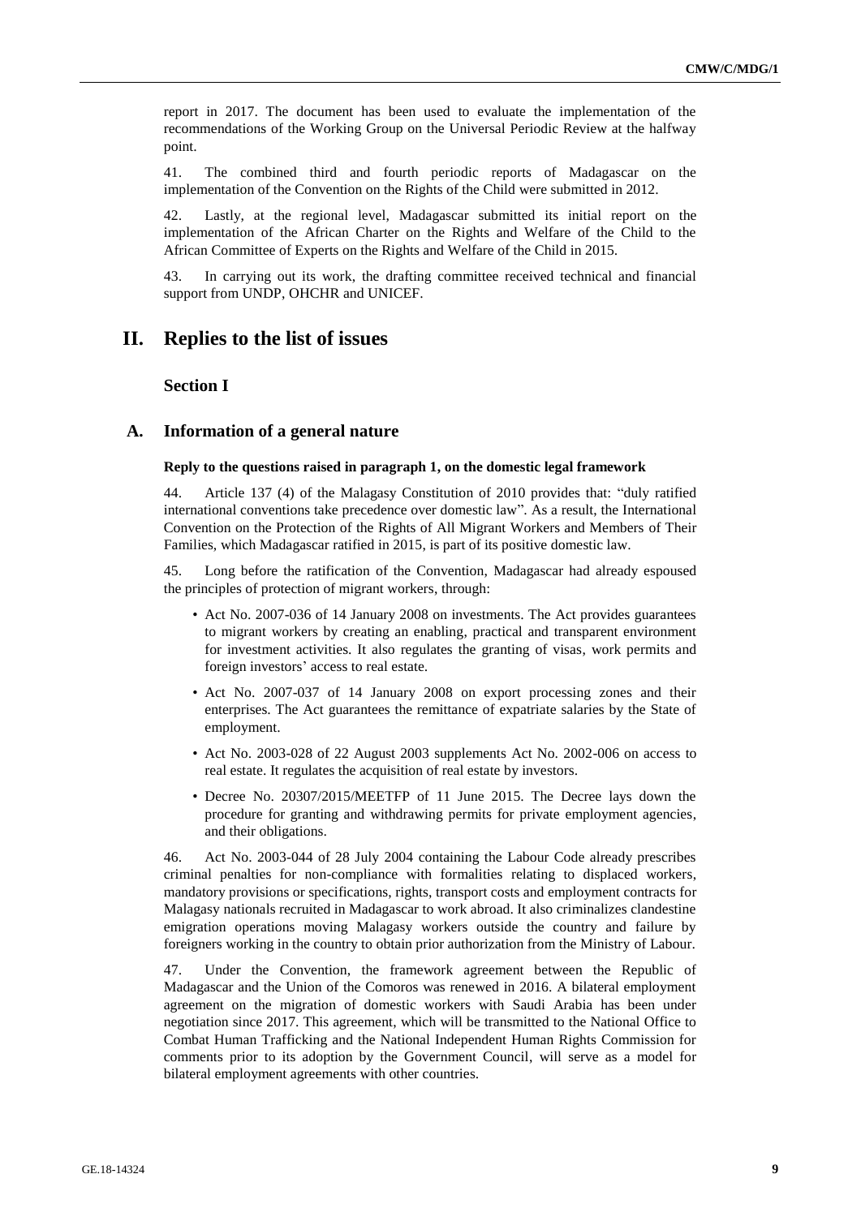report in 2017. The document has been used to evaluate the implementation of the recommendations of the Working Group on the Universal Periodic Review at the halfway point.

41. The combined third and fourth periodic reports of Madagascar on the implementation of the Convention on the Rights of the Child were submitted in 2012.

42. Lastly, at the regional level, Madagascar submitted its initial report on the implementation of the African Charter on the Rights and Welfare of the Child to the African Committee of Experts on the Rights and Welfare of the Child in 2015.

43. In carrying out its work, the drafting committee received technical and financial support from UNDP, OHCHR and UNICEF.

# II. Replies to the list of issues

## Section I

## A. Information of a general nature

#### Reply to the questions raised in paragraph 1, on the domestic legal framework

44. Article 137 (4) of the Malagasy Constitution of 2010 provides that: "duly ratified international conventions take precedence over domestic law". As a result, the International Convention on the Protection of the Rights of All Migrant Workers and Members of Their Families, which Madagascar ratified in 2015, is part of its positive domestic law.

45. Long before the ratification of the Convention, Madagascar had already espoused the principles of protection of migrant workers, through:

- Act No. 2007-036 of 14 January 2008 on investments. The Act provides guarantees to migrant workers by creating an enabling, practical and transparent environment for investment activities. It also regulates the granting of visas, work permits and foreign investors' access to real estate.
- Act No. 2007-037 of 14 January 2008 on export processing zones and their enterprises. The Act guarantees the remittance of expatriate salaries by the State of employment.
- Act No. 2003-028 of 22 August 2003 supplements Act No. 2002-006 on access to real estate. It regulates the acquisition of real estate by investors.
- Decree No. 20307/2015/MEETFP of 11 June 2015. The Decree lays down the procedure for granting and withdrawing permits for private employment agencies, and their obligations.

46. Act No. 2003-044 of 28 July 2004 containing the Labour Code already prescribes criminal penalties for non-compliance with formalities relating to displaced workers, mandatory provisions or specifications, rights, transport costs and employment contracts for Malagasy nationals recruited in Madagascar to work abroad. It also criminalizes clandestine emigration operations moving Malagasy workers outside the country and failure by foreigners working in the country to obtain prior authorization from the Ministry of Labour.

47. Under the Convention, the framework agreement between the Republic of Madagascar and the Union of the Comoros was renewed in 2016. A bilateral employment agreement on the migration of domestic workers with Saudi Arabia has been under negotiation since 2017. This agreement, which will be transmitted to the National Office to Combat Human Trafficking and the National Independent Human Rights Commission for comments prior to its adoption by the Government Council, will serve as a model for bilateral employment agreements with other countries.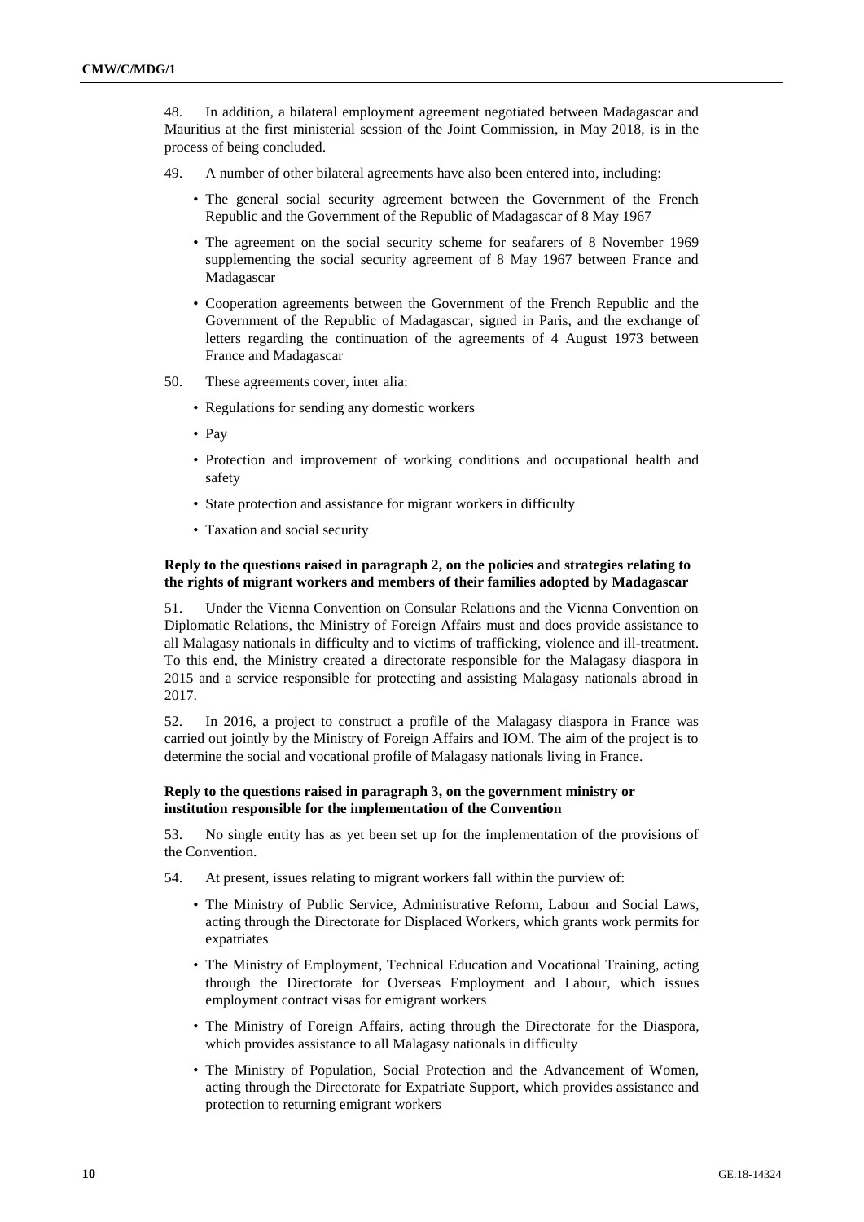48. In addition, a bilateral employment agreement negotiated between Madagascar and Mauritius at the first ministerial session of the Joint Commission, in May 2018, is in the process of being concluded.

49. A number of other bilateral agreements have also been entered into, including:

- The general social security agreement between the Government of the French Republic and the Government of the Republic of Madagascar of 8 May 1967
- The agreement on the social security scheme for seafarers of 8 November 1969 supplementing the social security agreement of 8 May 1967 between France and Madagascar
- Cooperation agreements between the Government of the French Republic and the Government of the Republic of Madagascar, signed in Paris, and the exchange of letters regarding the continuation of the agreements of 4 August 1973 between France and Madagascar

50. These agreements cover, inter alia:

- Regulations for sending any domestic workers
- Pay
- Protection and improvement of working conditions and occupational health and safety
- State protection and assistance for migrant workers in difficulty
- Taxation and social security

### Reply to the questions raised in paragraph 2, on the policies and strategies relating to the rights of migrant workers and members of their families adopted by Madagascar

51. Under the Vienna Convention on Consular Relations and the Vienna Convention on Diplomatic Relations, the Ministry of Foreign Affairs must and does provide assistance to all Malagasy nationals in difficulty and to victims of trafficking, violence and ill-treatment. To this end, the Ministry created a directorate responsible for the Malagasy diaspora in 2015 and a service responsible for protecting and assisting Malagasy nationals abroad in 2017.

52. In 2016, a project to construct a profile of the Malagasy diaspora in France was carried out jointly by the Ministry of Foreign Affairs and IOM. The aim of the project is to determine the social and vocational profile of Malagasy nationals living in France.

### Reply to the questions raised in paragraph 3, on the government ministry or institution responsible for the implementation of the Convention

53. No single entity has as yet been set up for the implementation of the provisions of the Convention.

54. At present, issues relating to migrant workers fall within the purview of:

- The Ministry of Public Service, Administrative Reform, Labour and Social Laws, acting through the Directorate for Displaced Workers, which grants work permits for expatriates
- The Ministry of Employment, Technical Education and Vocational Training, acting through the Directorate for Overseas Employment and Labour, which issues employment contract visas for emigrant workers
- The Ministry of Foreign Affairs, acting through the Directorate for the Diaspora, which provides assistance to all Malagasy nationals in difficulty
- The Ministry of Population, Social Protection and the Advancement of Women, acting through the Directorate for Expatriate Support, which provides assistance and protection to returning emigrant workers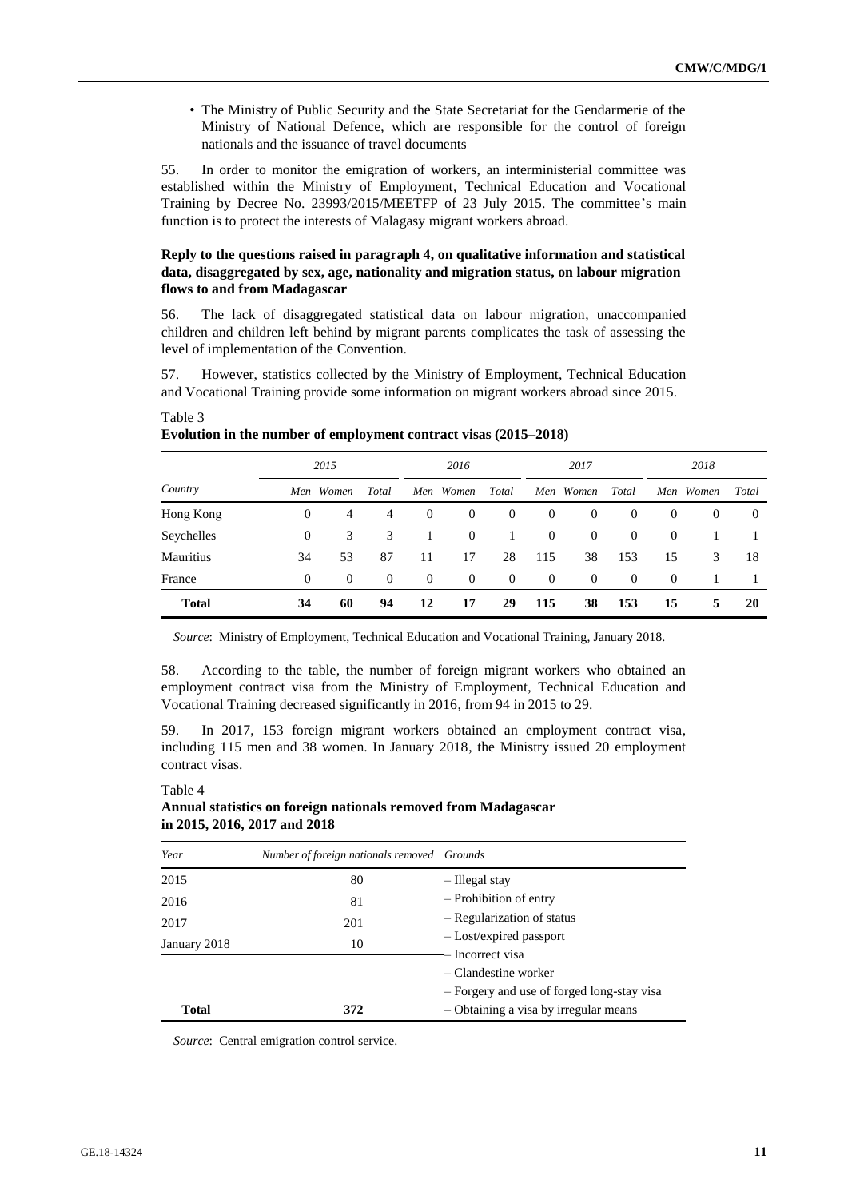- The Ministry of Public Security and the State Secretariat for the Gendarmerie of the Ministry of National Defence, which are responsible for the control of foreign nationals and the issuance of travel documents

55. In order to monitor the emigration of workers, an interministerial committee was established within the Ministry of Employment, Technical Education and Vocational Training by Decree No. 23993/2015/MEETFP of 23 July 2015. The committee's main function is to protect the interests of Malagasy migrant workers abroad.

### Reply to the questions raised in paragraph 4, on qualitative information and statistical data, disaggregated by sex, age, nationality and migration status, on labour migration flows to and from Madagascar

56. The lack of disaggregated statistical data on labour migration, unaccompanied children and children left behind by migrant parents complicates the task of assessing the level of implementation of the Convention.

57. However, statistics collected by the Ministry of Employment, Technical Education and Vocational Training provide some information on migrant workers abroad since 2015.

Table 3
**Evolution in the number of employment contract visas (2015–2018)**

| Country | 2015 | | | 2016 | | | 2017 | | | 2018 | | |
|---|---|---|---|---|---|---|---|---|---|---|---|---|
| | *Men* | *Women* | *Total* | *Men* | *Women* | *Total* | *Men* | *Women* | *Total* | *Men* | *Women* | *Total* |
| Hong Kong | 0 | 4 | 4 | 0 | 0 | 0 | 0 | 0 | 0 | 0 | 0 | 0 |
| Seychelles | 0 | 3 | 3 | 1 | 0 | 1 | 0 | 0 | 0 | 0 | 1 | 1 |
| Mauritius | 34 | 53 | 87 | 11 | 17 | 28 | 115 | 38 | 153 | 15 | 3 | 18 |
| France | 0 | 0 | 0 | 0 | 0 | 0 | 0 | 0 | 0 | 0 | 1 | 1 |
| **Total** | **34** | **60** | **94** | **12** | **17** | **29** | **115** | **38** | **153** | **15** | **5** | **20** |

*Source*: Ministry of Employment, Technical Education and Vocational Training, January 2018.

58. According to the table, the number of foreign migrant workers who obtained an employment contract visa from the Ministry of Employment, Technical Education and Vocational Training decreased significantly in 2016, from 94 in 2015 to 29.

59. In 2017, 153 foreign migrant workers obtained an employment contract visa, including 115 men and 38 women. In January 2018, the Ministry issued 20 employment contract visas.

Table 4
**Annual statistics on foreign nationals removed from Madagascar in 2015, 2016, 2017 and 2018**

| *Year* | *Number of foreign nationals removed* | *Grounds* |
|---|---|---|
| 2015 | 80 | – Illegal stay |
| 2016 | 81 | – Prohibition of entry |
| 2017 | 201 | – Regularization of status |
| January 2018 | 10 | – Lost/expired passport |
| | | – Incorrect visa |
| | | – Clandestine worker |
| | | – Forgery and use of forged long-stay visa |
| **Total** | **372** | – Obtaining a visa by irregular means |

*Source*: Central emigration control service.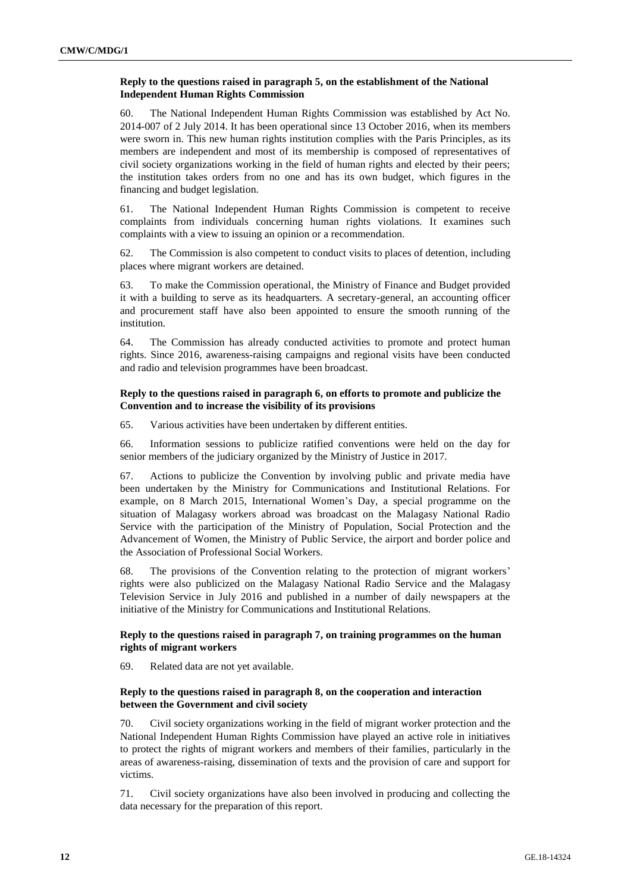### Reply to the questions raised in paragraph 5, on the establishment of the National Independent Human Rights Commission

60. The National Independent Human Rights Commission was established by Act No. 2014-007 of 2 July 2014. It has been operational since 13 October 2016, when its members were sworn in. This new human rights institution complies with the Paris Principles, as its members are independent and most of its membership is composed of representatives of civil society organizations working in the field of human rights and elected by their peers; the institution takes orders from no one and has its own budget, which figures in the financing and budget legislation.

61. The National Independent Human Rights Commission is competent to receive complaints from individuals concerning human rights violations. It examines such complaints with a view to issuing an opinion or a recommendation.

62. The Commission is also competent to conduct visits to places of detention, including places where migrant workers are detained.

63. To make the Commission operational, the Ministry of Finance and Budget provided it with a building to serve as its headquarters. A secretary-general, an accounting officer and procurement staff have also been appointed to ensure the smooth running of the institution.

64. The Commission has already conducted activities to promote and protect human rights. Since 2016, awareness-raising campaigns and regional visits have been conducted and radio and television programmes have been broadcast.

### Reply to the questions raised in paragraph 6, on efforts to promote and publicize the Convention and to increase the visibility of its provisions

65. Various activities have been undertaken by different entities.

66. Information sessions to publicize ratified conventions were held on the day for senior members of the judiciary organized by the Ministry of Justice in 2017.

67. Actions to publicize the Convention by involving public and private media have been undertaken by the Ministry for Communications and Institutional Relations. For example, on 8 March 2015, International Women's Day, a special programme on the situation of Malagasy workers abroad was broadcast on the Malagasy National Radio Service with the participation of the Ministry of Population, Social Protection and the Advancement of Women, the Ministry of Public Service, the airport and border police and the Association of Professional Social Workers.

68. The provisions of the Convention relating to the protection of migrant workers' rights were also publicized on the Malagasy National Radio Service and the Malagasy Television Service in July 2016 and published in a number of daily newspapers at the initiative of the Ministry for Communications and Institutional Relations.

### Reply to the questions raised in paragraph 7, on training programmes on the human rights of migrant workers

69. Related data are not yet available.

### Reply to the questions raised in paragraph 8, on the cooperation and interaction between the Government and civil society

70. Civil society organizations working in the field of migrant worker protection and the National Independent Human Rights Commission have played an active role in initiatives to protect the rights of migrant workers and members of their families, particularly in the areas of awareness-raising, dissemination of texts and the provision of care and support for victims.

71. Civil society organizations have also been involved in producing and collecting the data necessary for the preparation of this report.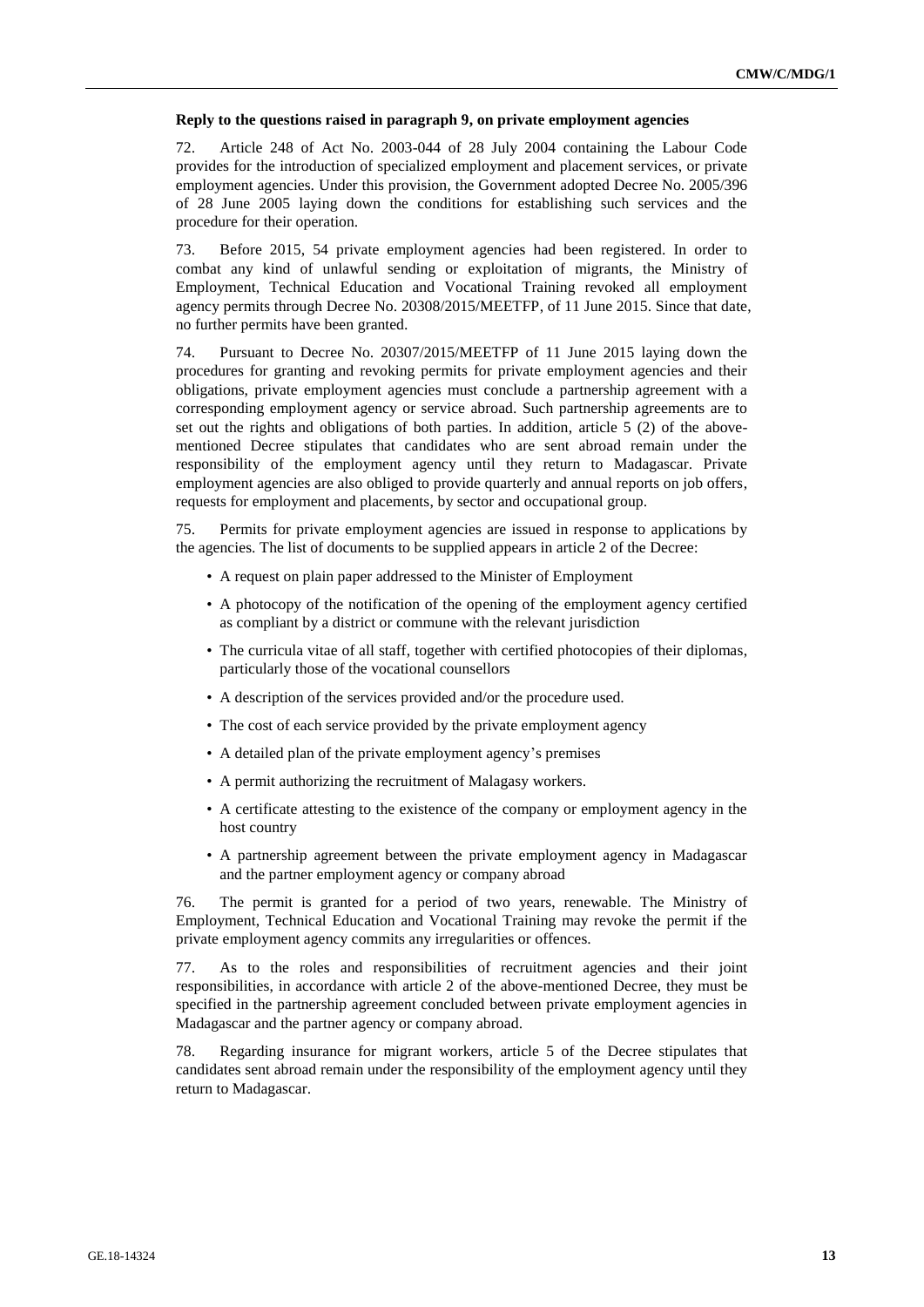**Reply to the questions raised in paragraph 9, on private employment agencies**

72. Article 248 of Act No. 2003-044 of 28 July 2004 containing the Labour Code provides for the introduction of specialized employment and placement services, or private employment agencies. Under this provision, the Government adopted Decree No. 2005/396 of 28 June 2005 laying down the conditions for establishing such services and the procedure for their operation.

73. Before 2015, 54 private employment agencies had been registered. In order to combat any kind of unlawful sending or exploitation of migrants, the Ministry of Employment, Technical Education and Vocational Training revoked all employment agency permits through Decree No. 20308/2015/MEETFP, of 11 June 2015. Since that date, no further permits have been granted.

74. Pursuant to Decree No. 20307/2015/MEETFP of 11 June 2015 laying down the procedures for granting and revoking permits for private employment agencies and their obligations, private employment agencies must conclude a partnership agreement with a corresponding employment agency or service abroad. Such partnership agreements are to set out the rights and obligations of both parties. In addition, article 5 (2) of the above-mentioned Decree stipulates that candidates who are sent abroad remain under the responsibility of the employment agency until they return to Madagascar. Private employment agencies are also obliged to provide quarterly and annual reports on job offers, requests for employment and placements, by sector and occupational group.

75. Permits for private employment agencies are issued in response to applications by the agencies. The list of documents to be supplied appears in article 2 of the Decree:

- A request on plain paper addressed to the Minister of Employment
- A photocopy of the notification of the opening of the employment agency certified as compliant by a district or commune with the relevant jurisdiction
- The curricula vitae of all staff, together with certified photocopies of their diplomas, particularly those of the vocational counsellors
- A description of the services provided and/or the procedure used.
- The cost of each service provided by the private employment agency
- A detailed plan of the private employment agency's premises
- A permit authorizing the recruitment of Malagasy workers.
- A certificate attesting to the existence of the company or employment agency in the host country
- A partnership agreement between the private employment agency in Madagascar and the partner employment agency or company abroad

76. The permit is granted for a period of two years, renewable. The Ministry of Employment, Technical Education and Vocational Training may revoke the permit if the private employment agency commits any irregularities or offences.

77. As to the roles and responsibilities of recruitment agencies and their joint responsibilities, in accordance with article 2 of the above-mentioned Decree, they must be specified in the partnership agreement concluded between private employment agencies in Madagascar and the partner agency or company abroad.

78. Regarding insurance for migrant workers, article 5 of the Decree stipulates that candidates sent abroad remain under the responsibility of the employment agency until they return to Madagascar.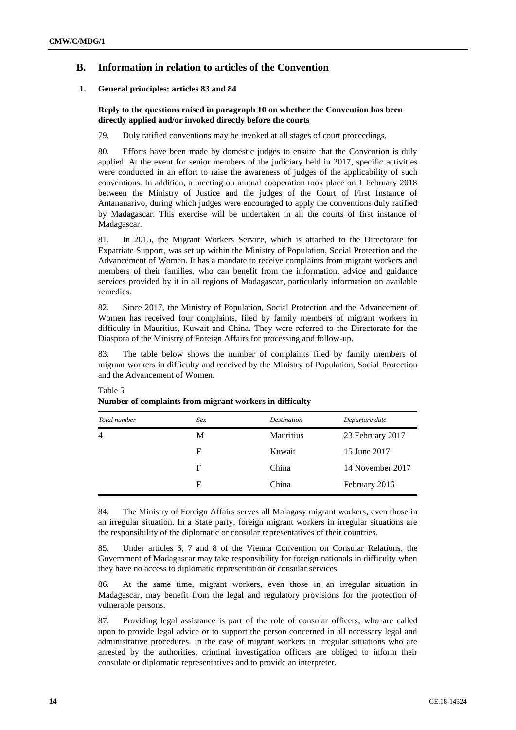## B. Information in relation to articles of the Convention

### 1. General principles: articles 83 and 84

**Reply to the questions raised in paragraph 10 on whether the Convention has been directly applied and/or invoked directly before the courts**

79. Duly ratified conventions may be invoked at all stages of court proceedings.

80. Efforts have been made by domestic judges to ensure that the Convention is duly applied. At the event for senior members of the judiciary held in 2017, specific activities were conducted in an effort to raise the awareness of judges of the applicability of such conventions. In addition, a meeting on mutual cooperation took place on 1 February 2018 between the Ministry of Justice and the judges of the Court of First Instance of Antananarivo, during which judges were encouraged to apply the conventions duly ratified by Madagascar. This exercise will be undertaken in all the courts of first instance of Madagascar.

81. In 2015, the Migrant Workers Service, which is attached to the Directorate for Expatriate Support, was set up within the Ministry of Population, Social Protection and the Advancement of Women. It has a mandate to receive complaints from migrant workers and members of their families, who can benefit from the information, advice and guidance services provided by it in all regions of Madagascar, particularly information on available remedies.

82. Since 2017, the Ministry of Population, Social Protection and the Advancement of Women has received four complaints, filed by family members of migrant workers in difficulty in Mauritius, Kuwait and China. They were referred to the Directorate for the Diaspora of the Ministry of Foreign Affairs for processing and follow-up.

83. The table below shows the number of complaints filed by family members of migrant workers in difficulty and received by the Ministry of Population, Social Protection and the Advancement of Women.

Table 5
**Number of complaints from migrant workers in difficulty**

| *Total number* | *Sex* | *Destination* | *Departure date* |
|---|---|---|---|
| 4 | M | Mauritius | 23 February 2017 |
| | F | Kuwait | 15 June 2017 |
| | F | China | 14 November 2017 |
| | F | China | February 2016 |

84. The Ministry of Foreign Affairs serves all Malagasy migrant workers, even those in an irregular situation. In a State party, foreign migrant workers in irregular situations are the responsibility of the diplomatic or consular representatives of their countries.

85. Under articles 6, 7 and 8 of the Vienna Convention on Consular Relations, the Government of Madagascar may take responsibility for foreign nationals in difficulty when they have no access to diplomatic representation or consular services.

86. At the same time, migrant workers, even those in an irregular situation in Madagascar, may benefit from the legal and regulatory provisions for the protection of vulnerable persons.

87. Providing legal assistance is part of the role of consular officers, who are called upon to provide legal advice or to support the person concerned in all necessary legal and administrative procedures. In the case of migrant workers in irregular situations who are arrested by the authorities, criminal investigation officers are obliged to inform their consulate or diplomatic representatives and to provide an interpreter.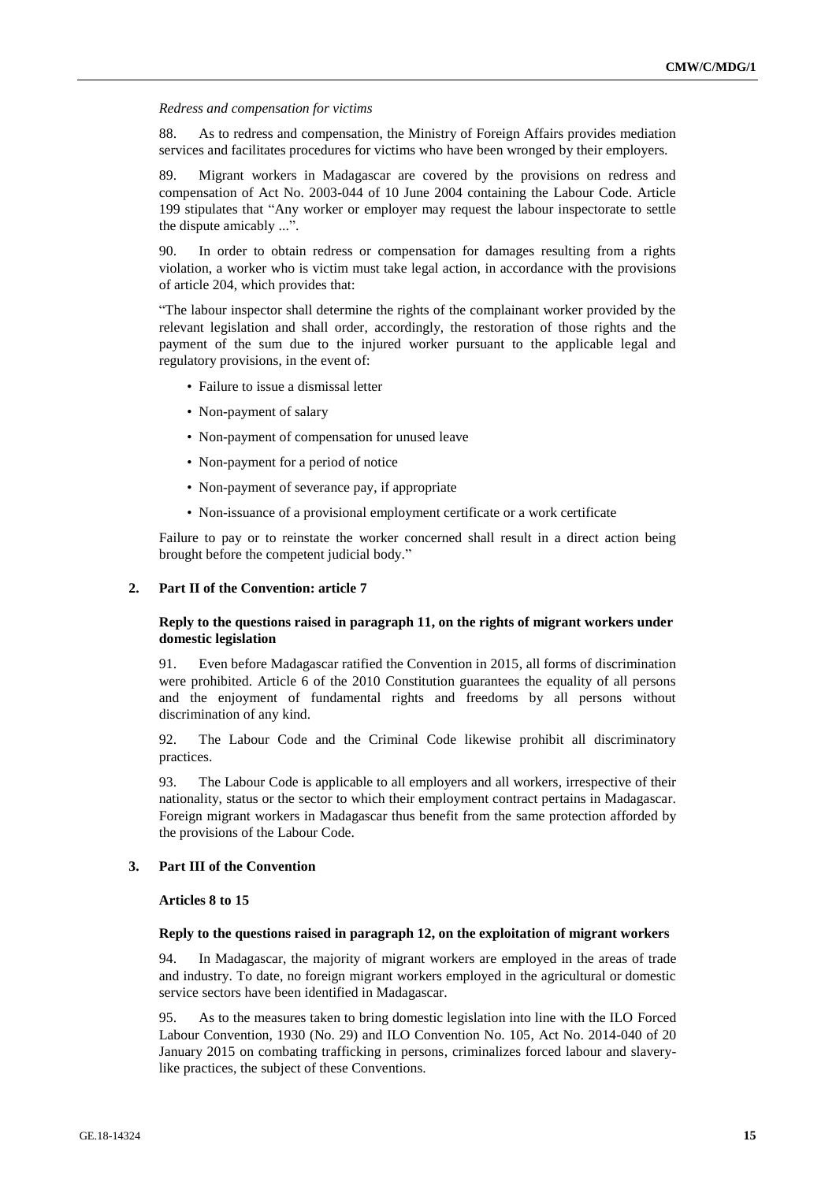*Redress and compensation for victims*

88. As to redress and compensation, the Ministry of Foreign Affairs provides mediation services and facilitates procedures for victims who have been wronged by their employers.

89. Migrant workers in Madagascar are covered by the provisions on redress and compensation of Act No. 2003-044 of 10 June 2004 containing the Labour Code. Article 199 stipulates that "Any worker or employer may request the labour inspectorate to settle the dispute amicably ...".

90. In order to obtain redress or compensation for damages resulting from a rights violation, a worker who is victim must take legal action, in accordance with the provisions of article 204, which provides that:

"The labour inspector shall determine the rights of the complainant worker provided by the relevant legislation and shall order, accordingly, the restoration of those rights and the payment of the sum due to the injured worker pursuant to the applicable legal and regulatory provisions, in the event of:

- Failure to issue a dismissal letter
- Non-payment of salary
- Non-payment of compensation for unused leave
- Non-payment for a period of notice
- Non-payment of severance pay, if appropriate
- Non-issuance of a provisional employment certificate or a work certificate

Failure to pay or to reinstate the worker concerned shall result in a direct action being brought before the competent judicial body."

### 2. Part II of the Convention: article 7

#### Reply to the questions raised in paragraph 11, on the rights of migrant workers under domestic legislation

91. Even before Madagascar ratified the Convention in 2015, all forms of discrimination were prohibited. Article 6 of the 2010 Constitution guarantees the equality of all persons and the enjoyment of fundamental rights and freedoms by all persons without discrimination of any kind.

92. The Labour Code and the Criminal Code likewise prohibit all discriminatory practices.

93. The Labour Code is applicable to all employers and all workers, irrespective of their nationality, status or the sector to which their employment contract pertains in Madagascar. Foreign migrant workers in Madagascar thus benefit from the same protection afforded by the provisions of the Labour Code.

### 3. Part III of the Convention

#### Articles 8 to 15

#### Reply to the questions raised in paragraph 12, on the exploitation of migrant workers

94. In Madagascar, the majority of migrant workers are employed in the areas of trade and industry. To date, no foreign migrant workers employed in the agricultural or domestic service sectors have been identified in Madagascar.

95. As to the measures taken to bring domestic legislation into line with the ILO Forced Labour Convention, 1930 (No. 29) and ILO Convention No. 105, Act No. 2014-040 of 20 January 2015 on combating trafficking in persons, criminalizes forced labour and slavery-like practices, the subject of these Conventions.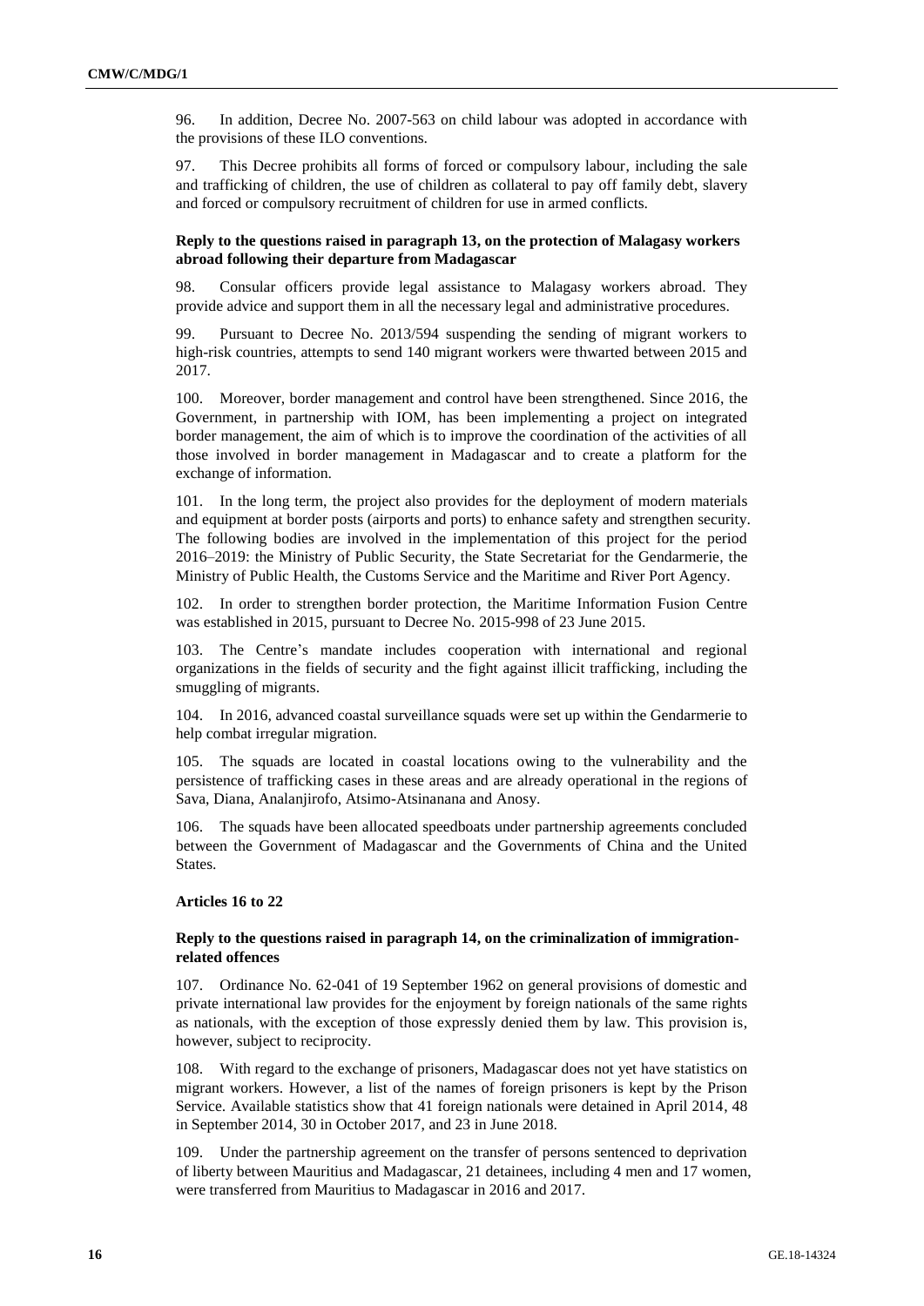96. In addition, Decree No. 2007-563 on child labour was adopted in accordance with the provisions of these ILO conventions.

97. This Decree prohibits all forms of forced or compulsory labour, including the sale and trafficking of children, the use of children as collateral to pay off family debt, slavery and forced or compulsory recruitment of children for use in armed conflicts.

### Reply to the questions raised in paragraph 13, on the protection of Malagasy workers abroad following their departure from Madagascar

98. Consular officers provide legal assistance to Malagasy workers abroad. They provide advice and support them in all the necessary legal and administrative procedures.

99. Pursuant to Decree No. 2013/594 suspending the sending of migrant workers to high-risk countries, attempts to send 140 migrant workers were thwarted between 2015 and 2017.

100. Moreover, border management and control have been strengthened. Since 2016, the Government, in partnership with IOM, has been implementing a project on integrated border management, the aim of which is to improve the coordination of the activities of all those involved in border management in Madagascar and to create a platform for the exchange of information.

101. In the long term, the project also provides for the deployment of modern materials and equipment at border posts (airports and ports) to enhance safety and strengthen security. The following bodies are involved in the implementation of this project for the period 2016–2019: the Ministry of Public Security, the State Secretariat for the Gendarmerie, the Ministry of Public Health, the Customs Service and the Maritime and River Port Agency.

102. In order to strengthen border protection, the Maritime Information Fusion Centre was established in 2015, pursuant to Decree No. 2015-998 of 23 June 2015.

103. The Centre's mandate includes cooperation with international and regional organizations in the fields of security and the fight against illicit trafficking, including the smuggling of migrants.

104. In 2016, advanced coastal surveillance squads were set up within the Gendarmerie to help combat irregular migration.

105. The squads are located in coastal locations owing to the vulnerability and the persistence of trafficking cases in these areas and are already operational in the regions of Sava, Diana, Analanjirofo, Atsimo-Atsinanana and Anosy.

106. The squads have been allocated speedboats under partnership agreements concluded between the Government of Madagascar and the Governments of China and the United States.

## Articles 16 to 22

### Reply to the questions raised in paragraph 14, on the criminalization of immigration-related offences

107. Ordinance No. 62-041 of 19 September 1962 on general provisions of domestic and private international law provides for the enjoyment by foreign nationals of the same rights as nationals, with the exception of those expressly denied them by law. This provision is, however, subject to reciprocity.

108. With regard to the exchange of prisoners, Madagascar does not yet have statistics on migrant workers. However, a list of the names of foreign prisoners is kept by the Prison Service. Available statistics show that 41 foreign nationals were detained in April 2014, 48 in September 2014, 30 in October 2017, and 23 in June 2018.

109. Under the partnership agreement on the transfer of persons sentenced to deprivation of liberty between Mauritius and Madagascar, 21 detainees, including 4 men and 17 women, were transferred from Mauritius to Madagascar in 2016 and 2017.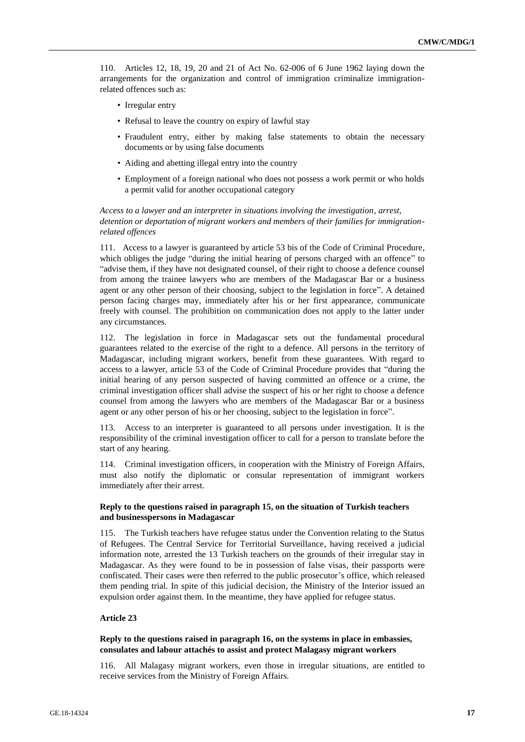110. Articles 12, 18, 19, 20 and 21 of Act No. 62-006 of 6 June 1962 laying down the arrangements for the organization and control of immigration criminalize immigration-related offences such as:

- Irregular entry
- Refusal to leave the country on expiry of lawful stay
- Fraudulent entry, either by making false statements to obtain the necessary documents or by using false documents
- Aiding and abetting illegal entry into the country
- Employment of a foreign national who does not possess a work permit or who holds a permit valid for another occupational category

*Access to a lawyer and an interpreter in situations involving the investigation, arrest, detention or deportation of migrant workers and members of their families for immigration-related offences*

111. Access to a lawyer is guaranteed by article 53 bis of the Code of Criminal Procedure, which obliges the judge "during the initial hearing of persons charged with an offence" to "advise them, if they have not designated counsel, of their right to choose a defence counsel from among the trainee lawyers who are members of the Madagascar Bar or a business agent or any other person of their choosing, subject to the legislation in force". A detained person facing charges may, immediately after his or her first appearance, communicate freely with counsel. The prohibition on communication does not apply to the latter under any circumstances.

112. The legislation in force in Madagascar sets out the fundamental procedural guarantees related to the exercise of the right to a defence. All persons in the territory of Madagascar, including migrant workers, benefit from these guarantees. With regard to access to a lawyer, article 53 of the Code of Criminal Procedure provides that "during the initial hearing of any person suspected of having committed an offence or a crime, the criminal investigation officer shall advise the suspect of his or her right to choose a defence counsel from among the lawyers who are members of the Madagascar Bar or a business agent or any other person of his or her choosing, subject to the legislation in force".

113. Access to an interpreter is guaranteed to all persons under investigation. It is the responsibility of the criminal investigation officer to call for a person to translate before the start of any hearing.

114. Criminal investigation officers, in cooperation with the Ministry of Foreign Affairs, must also notify the diplomatic or consular representation of immigrant workers immediately after their arrest.

**Reply to the questions raised in paragraph 15, on the situation of Turkish teachers and businesspersons in Madagascar**

115. The Turkish teachers have refugee status under the Convention relating to the Status of Refugees. The Central Service for Territorial Surveillance, having received a judicial information note, arrested the 13 Turkish teachers on the grounds of their irregular stay in Madagascar. As they were found to be in possession of false visas, their passports were confiscated. Their cases were then referred to the public prosecutor's office, which released them pending trial. In spite of this judicial decision, the Ministry of the Interior issued an expulsion order against them. In the meantime, they have applied for refugee status.

**Article 23**

**Reply to the questions raised in paragraph 16, on the systems in place in embassies, consulates and labour attachés to assist and protect Malagasy migrant workers**

116. All Malagasy migrant workers, even those in irregular situations, are entitled to receive services from the Ministry of Foreign Affairs.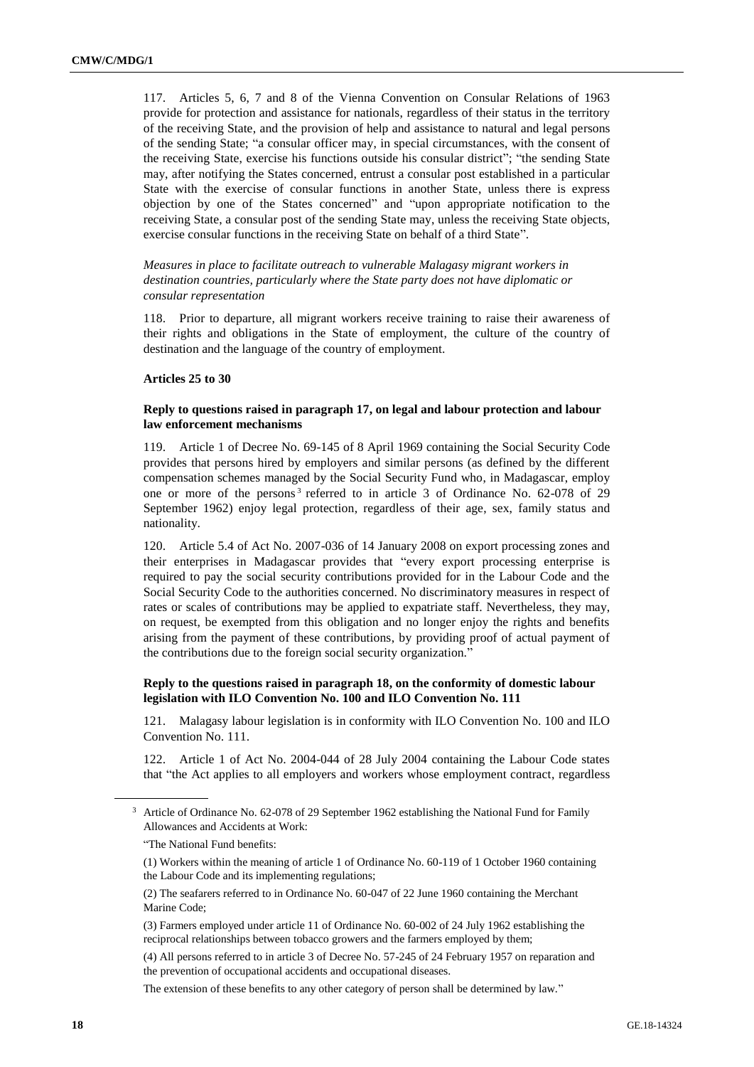117. Articles 5, 6, 7 and 8 of the Vienna Convention on Consular Relations of 1963 provide for protection and assistance for nationals, regardless of their status in the territory of the receiving State, and the provision of help and assistance to natural and legal persons of the sending State; "a consular officer may, in special circumstances, with the consent of the receiving State, exercise his functions outside his consular district"; "the sending State may, after notifying the States concerned, entrust a consular post established in a particular State with the exercise of consular functions in another State, unless there is express objection by one of the States concerned" and "upon appropriate notification to the receiving State, a consular post of the sending State may, unless the receiving State objects, exercise consular functions in the receiving State on behalf of a third State".

*Measures in place to facilitate outreach to vulnerable Malagasy migrant workers in destination countries, particularly where the State party does not have diplomatic or consular representation*

118. Prior to departure, all migrant workers receive training to raise their awareness of their rights and obligations in the State of employment, the culture of the country of destination and the language of the country of employment.

**Articles 25 to 30**

**Reply to questions raised in paragraph 17, on legal and labour protection and labour law enforcement mechanisms**

119. Article 1 of Decree No. 69-145 of 8 April 1969 containing the Social Security Code provides that persons hired by employers and similar persons (as defined by the different compensation schemes managed by the Social Security Fund who, in Madagascar, employ one or more of the persons[3] referred to in article 3 of Ordinance No. 62-078 of 29 September 1962) enjoy legal protection, regardless of their age, sex, family status and nationality.

120. Article 5.4 of Act No. 2007-036 of 14 January 2008 on export processing zones and their enterprises in Madagascar provides that "every export processing enterprise is required to pay the social security contributions provided for in the Labour Code and the Social Security Code to the authorities concerned. No discriminatory measures in respect of rates or scales of contributions may be applied to expatriate staff. Nevertheless, they may, on request, be exempted from this obligation and no longer enjoy the rights and benefits arising from the payment of these contributions, by providing proof of actual payment of the contributions due to the foreign social security organization."

**Reply to the questions raised in paragraph 18, on the conformity of domestic labour legislation with ILO Convention No. 100 and ILO Convention No. 111**

121. Malagasy labour legislation is in conformity with ILO Convention No. 100 and ILO Convention No. 111.

122. Article 1 of Act No. 2004-044 of 28 July 2004 containing the Labour Code states that "the Act applies to all employers and workers whose employment contract, regardless

---

[3] Article of Ordinance No. 62-078 of 29 September 1962 establishing the National Fund for Family Allowances and Accidents at Work:

"The National Fund benefits:

(1) Workers within the meaning of article 1 of Ordinance No. 60-119 of 1 October 1960 containing the Labour Code and its implementing regulations;

(2) The seafarers referred to in Ordinance No. 60-047 of 22 June 1960 containing the Merchant Marine Code;

(3) Farmers employed under article 11 of Ordinance No. 60-002 of 24 July 1962 establishing the reciprocal relationships between tobacco growers and the farmers employed by them;

(4) All persons referred to in article 3 of Decree No. 57-245 of 24 February 1957 on reparation and the prevention of occupational accidents and occupational diseases.

The extension of these benefits to any other category of person shall be determined by law."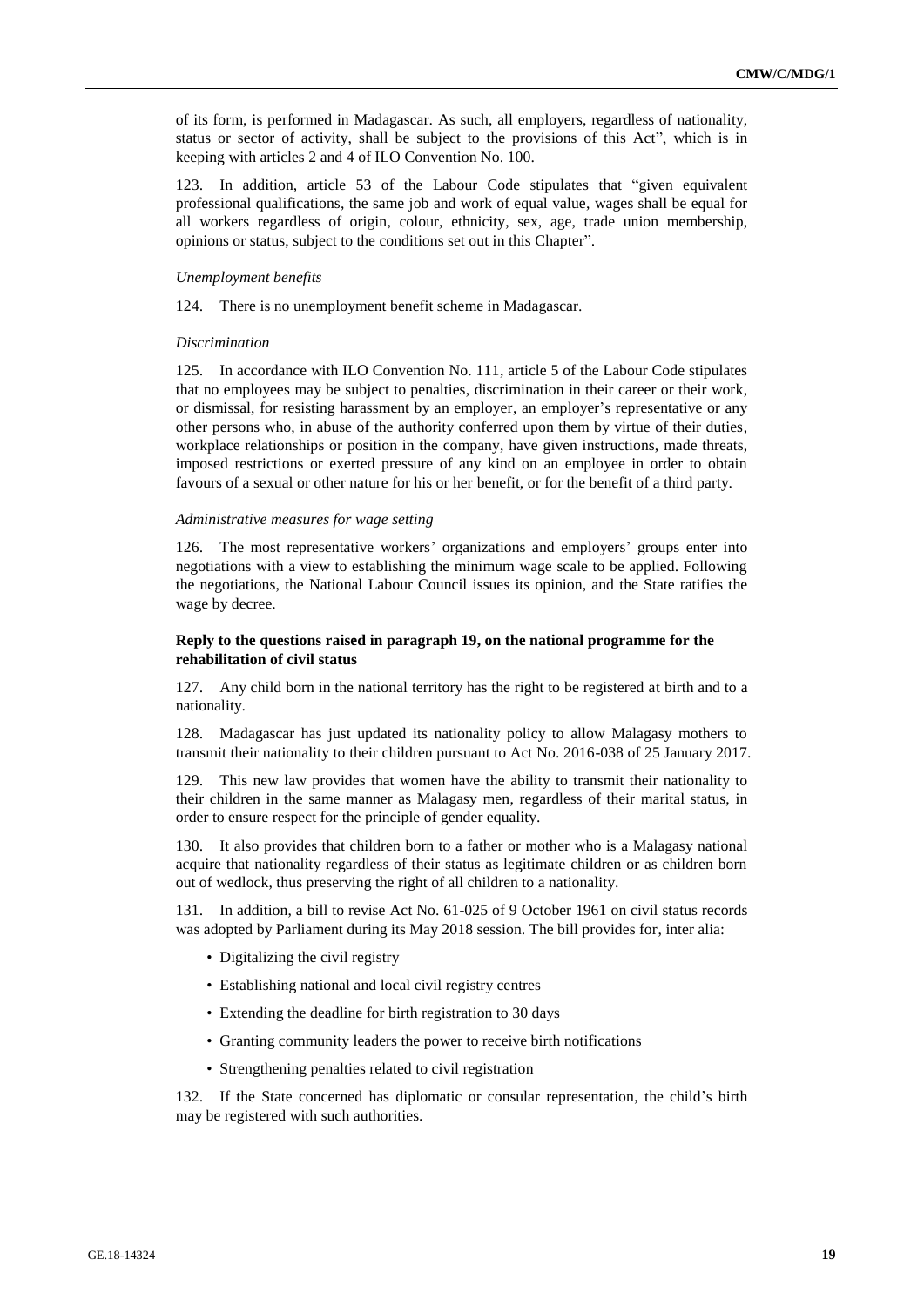of its form, is performed in Madagascar. As such, all employers, regardless of nationality, status or sector of activity, shall be subject to the provisions of this Act", which is in keeping with articles 2 and 4 of ILO Convention No. 100.

123. In addition, article 53 of the Labour Code stipulates that "given equivalent professional qualifications, the same job and work of equal value, wages shall be equal for all workers regardless of origin, colour, ethnicity, sex, age, trade union membership, opinions or status, subject to the conditions set out in this Chapter".

*Unemployment benefits*

124. There is no unemployment benefit scheme in Madagascar.

*Discrimination*

125. In accordance with ILO Convention No. 111, article 5 of the Labour Code stipulates that no employees may be subject to penalties, discrimination in their career or their work, or dismissal, for resisting harassment by an employer, an employer's representative or any other persons who, in abuse of the authority conferred upon them by virtue of their duties, workplace relationships or position in the company, have given instructions, made threats, imposed restrictions or exerted pressure of any kind on an employee in order to obtain favours of a sexual or other nature for his or her benefit, or for the benefit of a third party.

*Administrative measures for wage setting*

126. The most representative workers' organizations and employers' groups enter into negotiations with a view to establishing the minimum wage scale to be applied. Following the negotiations, the National Labour Council issues its opinion, and the State ratifies the wage by decree.

**Reply to the questions raised in paragraph 19, on the national programme for the rehabilitation of civil status**

127. Any child born in the national territory has the right to be registered at birth and to a nationality.

128. Madagascar has just updated its nationality policy to allow Malagasy mothers to transmit their nationality to their children pursuant to Act No. 2016-038 of 25 January 2017.

129. This new law provides that women have the ability to transmit their nationality to their children in the same manner as Malagasy men, regardless of their marital status, in order to ensure respect for the principle of gender equality.

130. It also provides that children born to a father or mother who is a Malagasy national acquire that nationality regardless of their status as legitimate children or as children born out of wedlock, thus preserving the right of all children to a nationality.

131. In addition, a bill to revise Act No. 61-025 of 9 October 1961 on civil status records was adopted by Parliament during its May 2018 session. The bill provides for, inter alia:

- Digitalizing the civil registry
- Establishing national and local civil registry centres
- Extending the deadline for birth registration to 30 days
- Granting community leaders the power to receive birth notifications
- Strengthening penalties related to civil registration

132. If the State concerned has diplomatic or consular representation, the child's birth may be registered with such authorities.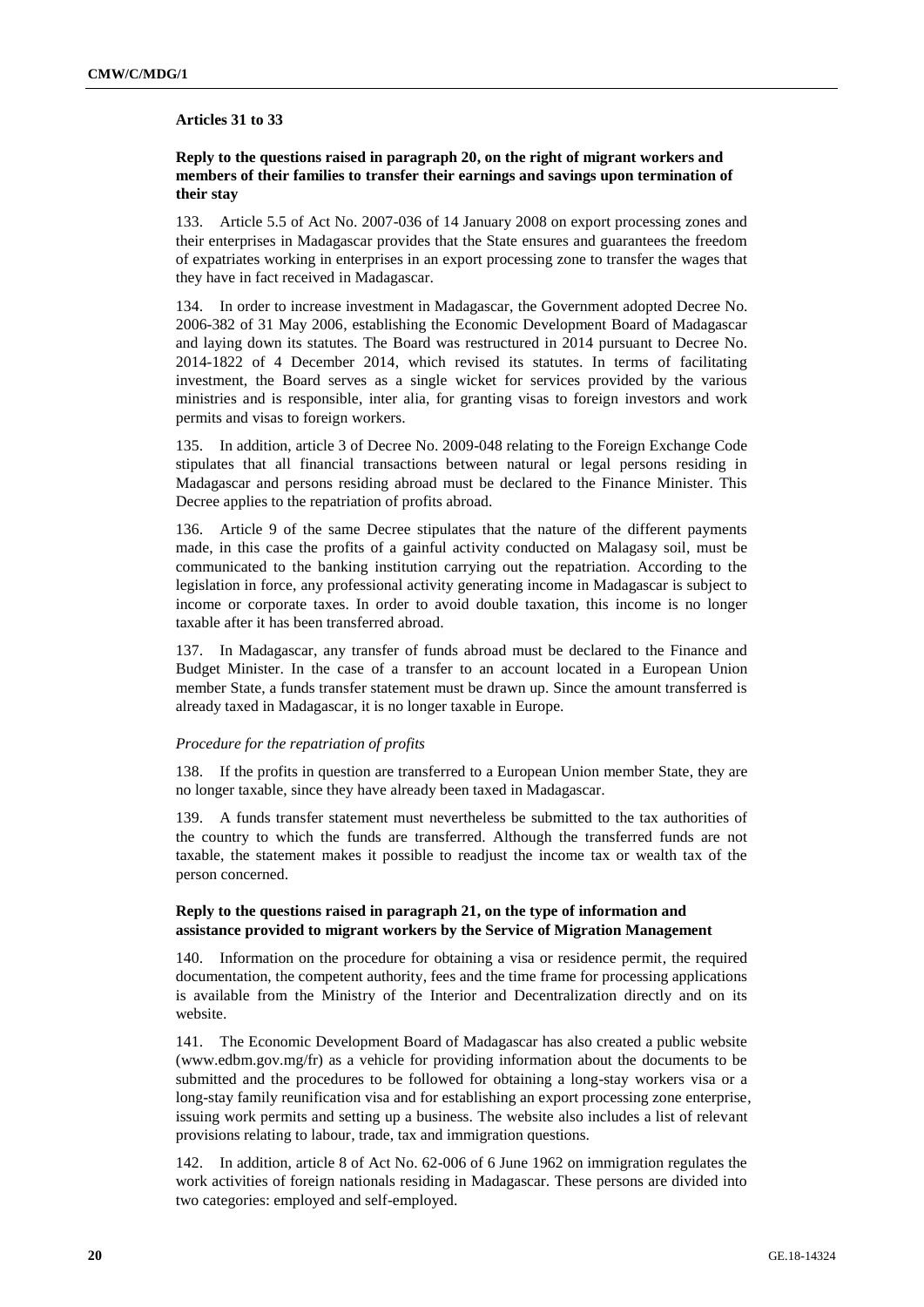**Articles 31 to 33**

**Reply to the questions raised in paragraph 20, on the right of migrant workers and members of their families to transfer their earnings and savings upon termination of their stay**

133. Article 5.5 of Act No. 2007-036 of 14 January 2008 on export processing zones and their enterprises in Madagascar provides that the State ensures and guarantees the freedom of expatriates working in enterprises in an export processing zone to transfer the wages that they have in fact received in Madagascar.

134. In order to increase investment in Madagascar, the Government adopted Decree No. 2006-382 of 31 May 2006, establishing the Economic Development Board of Madagascar and laying down its statutes. The Board was restructured in 2014 pursuant to Decree No. 2014-1822 of 4 December 2014, which revised its statutes. In terms of facilitating investment, the Board serves as a single wicket for services provided by the various ministries and is responsible, inter alia, for granting visas to foreign investors and work permits and visas to foreign workers.

135. In addition, article 3 of Decree No. 2009-048 relating to the Foreign Exchange Code stipulates that all financial transactions between natural or legal persons residing in Madagascar and persons residing abroad must be declared to the Finance Minister. This Decree applies to the repatriation of profits abroad.

136. Article 9 of the same Decree stipulates that the nature of the different payments made, in this case the profits of a gainful activity conducted on Malagasy soil, must be communicated to the banking institution carrying out the repatriation. According to the legislation in force, any professional activity generating income in Madagascar is subject to income or corporate taxes. In order to avoid double taxation, this income is no longer taxable after it has been transferred abroad.

137. In Madagascar, any transfer of funds abroad must be declared to the Finance and Budget Minister. In the case of a transfer to an account located in a European Union member State, a funds transfer statement must be drawn up. Since the amount transferred is already taxed in Madagascar, it is no longer taxable in Europe.

*Procedure for the repatriation of profits*

138. If the profits in question are transferred to a European Union member State, they are no longer taxable, since they have already been taxed in Madagascar.

139. A funds transfer statement must nevertheless be submitted to the tax authorities of the country to which the funds are transferred. Although the transferred funds are not taxable, the statement makes it possible to readjust the income tax or wealth tax of the person concerned.

**Reply to the questions raised in paragraph 21, on the type of information and assistance provided to migrant workers by the Service of Migration Management**

140. Information on the procedure for obtaining a visa or residence permit, the required documentation, the competent authority, fees and the time frame for processing applications is available from the Ministry of the Interior and Decentralization directly and on its website.

141. The Economic Development Board of Madagascar has also created a public website (www.edbm.gov.mg/fr) as a vehicle for providing information about the documents to be submitted and the procedures to be followed for obtaining a long-stay workers visa or a long-stay family reunification visa and for establishing an export processing zone enterprise, issuing work permits and setting up a business. The website also includes a list of relevant provisions relating to labour, trade, tax and immigration questions.

142. In addition, article 8 of Act No. 62-006 of 6 June 1962 on immigration regulates the work activities of foreign nationals residing in Madagascar. These persons are divided into two categories: employed and self-employed.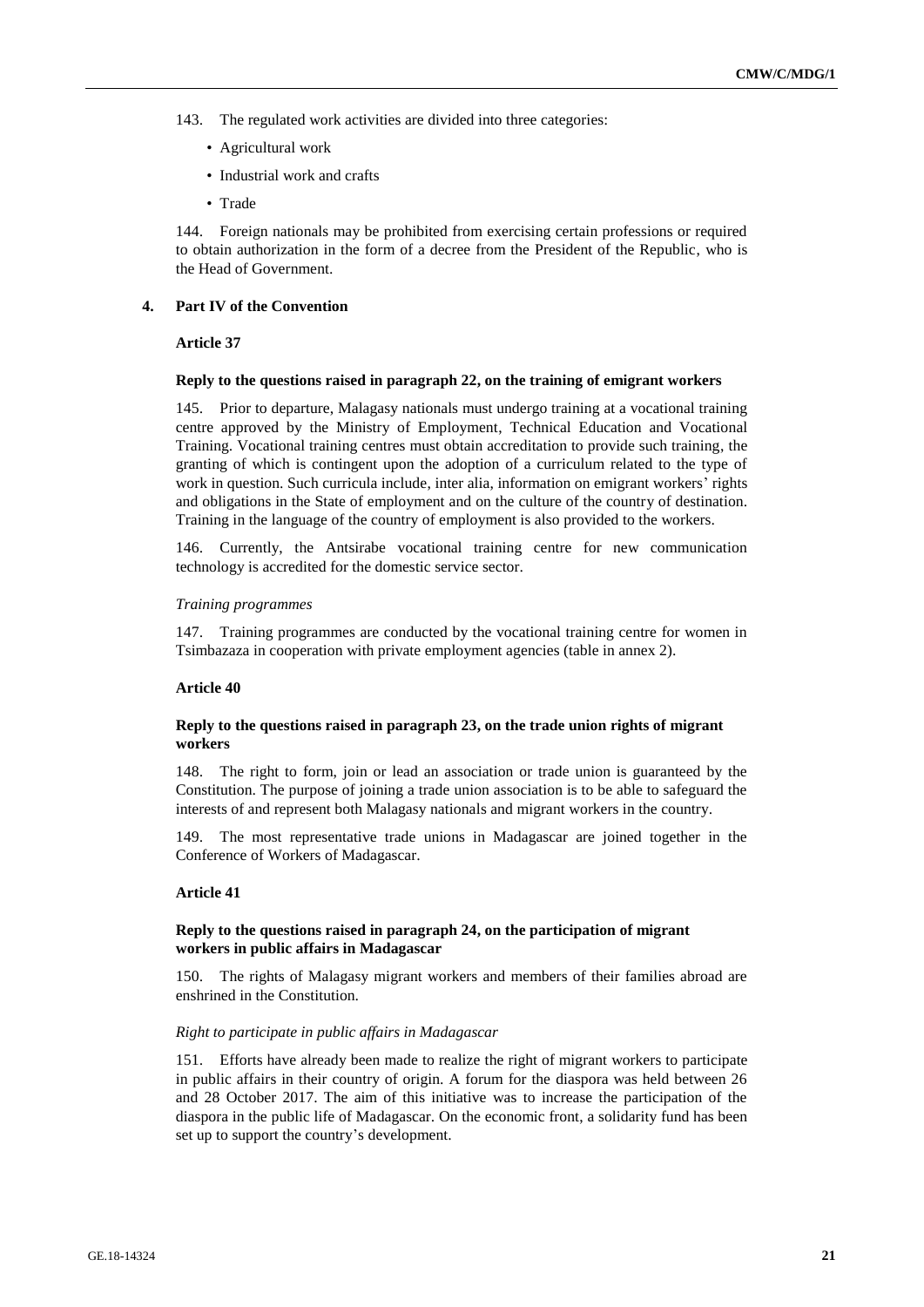143. The regulated work activities are divided into three categories:

- Agricultural work
- Industrial work and crafts
- Trade

144. Foreign nationals may be prohibited from exercising certain professions or required to obtain authorization in the form of a decree from the President of the Republic, who is the Head of Government.

## 4. Part IV of the Convention

### Article 37

#### Reply to the questions raised in paragraph 22, on the training of emigrant workers

145. Prior to departure, Malagasy nationals must undergo training at a vocational training centre approved by the Ministry of Employment, Technical Education and Vocational Training. Vocational training centres must obtain accreditation to provide such training, the granting of which is contingent upon the adoption of a curriculum related to the type of work in question. Such curricula include, inter alia, information on emigrant workers' rights and obligations in the State of employment and on the culture of the country of destination. Training in the language of the country of employment is also provided to the workers.

146. Currently, the Antsirabe vocational training centre for new communication technology is accredited for the domestic service sector.

*Training programmes*

147. Training programmes are conducted by the vocational training centre for women in Tsimbazaza in cooperation with private employment agencies (table in annex 2).

### Article 40

#### Reply to the questions raised in paragraph 23, on the trade union rights of migrant workers

148. The right to form, join or lead an association or trade union is guaranteed by the Constitution. The purpose of joining a trade union association is to be able to safeguard the interests of and represent both Malagasy nationals and migrant workers in the country.

149. The most representative trade unions in Madagascar are joined together in the Conference of Workers of Madagascar.

### Article 41

#### Reply to the questions raised in paragraph 24, on the participation of migrant workers in public affairs in Madagascar

150. The rights of Malagasy migrant workers and members of their families abroad are enshrined in the Constitution.

*Right to participate in public affairs in Madagascar*

151. Efforts have already been made to realize the right of migrant workers to participate in public affairs in their country of origin. A forum for the diaspora was held between 26 and 28 October 2017. The aim of this initiative was to increase the participation of the diaspora in the public life of Madagascar. On the economic front, a solidarity fund has been set up to support the country's development.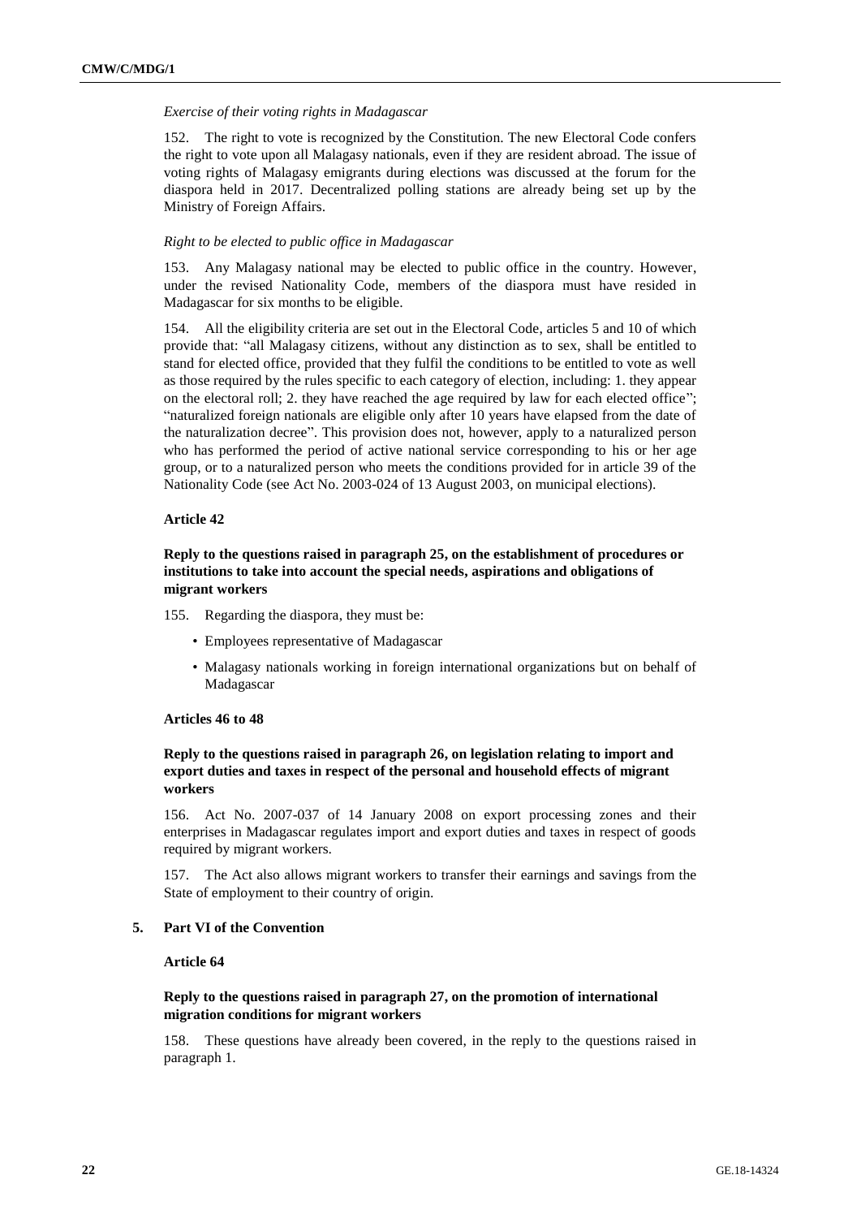*Exercise of their voting rights in Madagascar*

152. The right to vote is recognized by the Constitution. The new Electoral Code confers the right to vote upon all Malagasy nationals, even if they are resident abroad. The issue of voting rights of Malagasy emigrants during elections was discussed at the forum for the diaspora held in 2017. Decentralized polling stations are already being set up by the Ministry of Foreign Affairs.

*Right to be elected to public office in Madagascar*

153. Any Malagasy national may be elected to public office in the country. However, under the revised Nationality Code, members of the diaspora must have resided in Madagascar for six months to be eligible.

154. All the eligibility criteria are set out in the Electoral Code, articles 5 and 10 of which provide that: "all Malagasy citizens, without any distinction as to sex, shall be entitled to stand for elected office, provided that they fulfil the conditions to be entitled to vote as well as those required by the rules specific to each category of election, including: 1. they appear on the electoral roll; 2. they have reached the age required by law for each elected office"; "naturalized foreign nationals are eligible only after 10 years have elapsed from the date of the naturalization decree". This provision does not, however, apply to a naturalized person who has performed the period of active national service corresponding to his or her age group, or to a naturalized person who meets the conditions provided for in article 39 of the Nationality Code (see Act No. 2003-024 of 13 August 2003, on municipal elections).

**Article 42**

**Reply to the questions raised in paragraph 25, on the establishment of procedures or institutions to take into account the special needs, aspirations and obligations of migrant workers**

155. Regarding the diaspora, they must be:

- Employees representative of Madagascar
- Malagasy nationals working in foreign international organizations but on behalf of Madagascar

**Articles 46 to 48**

**Reply to the questions raised in paragraph 26, on legislation relating to import and export duties and taxes in respect of the personal and household effects of migrant workers**

156. Act No. 2007-037 of 14 January 2008 on export processing zones and their enterprises in Madagascar regulates import and export duties and taxes in respect of goods required by migrant workers.

157. The Act also allows migrant workers to transfer their earnings and savings from the State of employment to their country of origin.

**5. Part VI of the Convention**

**Article 64**

**Reply to the questions raised in paragraph 27, on the promotion of international migration conditions for migrant workers**

158. These questions have already been covered, in the reply to the questions raised in paragraph 1.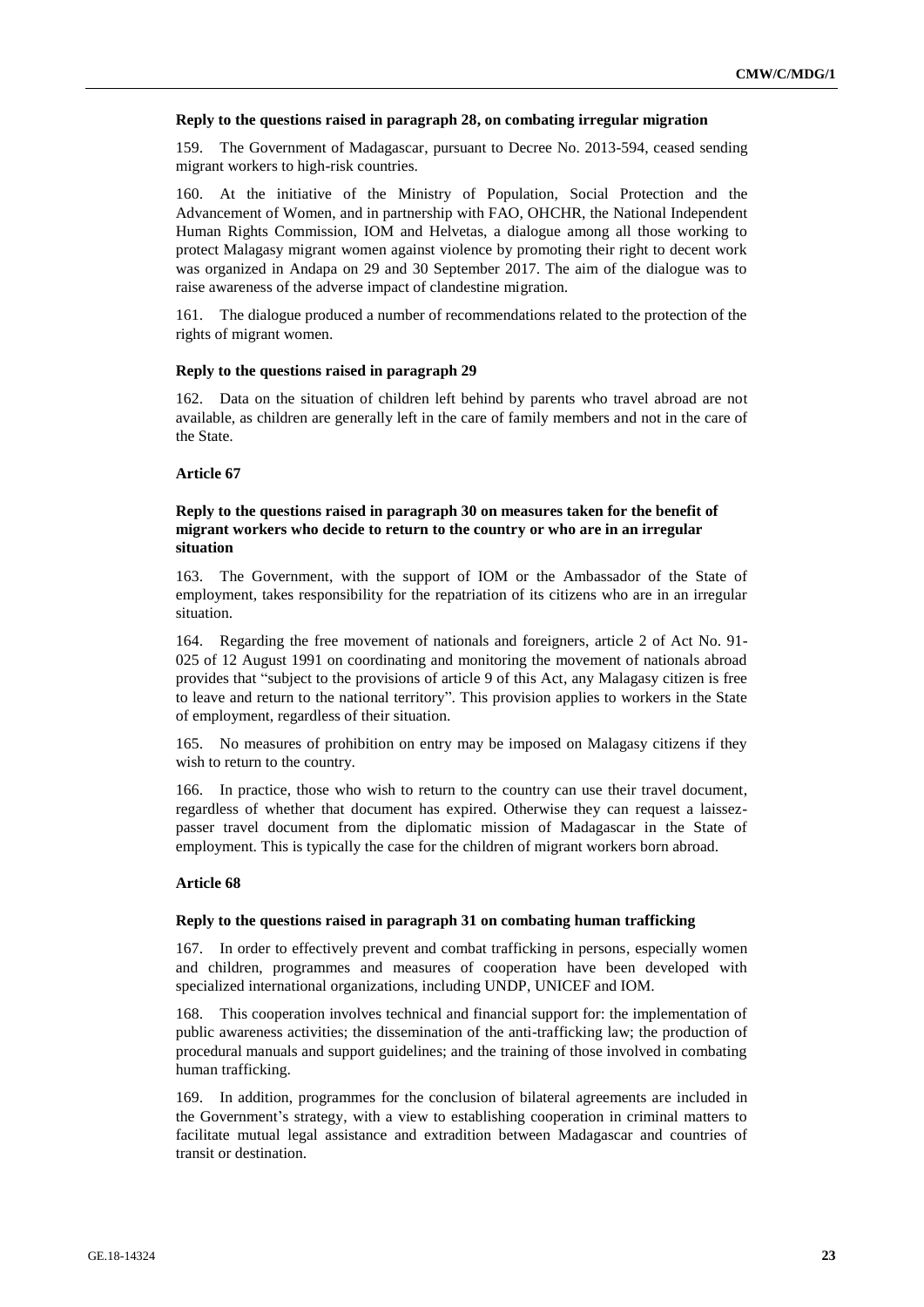**Reply to the questions raised in paragraph 28, on combating irregular migration**

159. The Government of Madagascar, pursuant to Decree No. 2013-594, ceased sending migrant workers to high-risk countries.

160. At the initiative of the Ministry of Population, Social Protection and the Advancement of Women, and in partnership with FAO, OHCHR, the National Independent Human Rights Commission, IOM and Helvetas, a dialogue among all those working to protect Malagasy migrant women against violence by promoting their right to decent work was organized in Andapa on 29 and 30 September 2017. The aim of the dialogue was to raise awareness of the adverse impact of clandestine migration.

161. The dialogue produced a number of recommendations related to the protection of the rights of migrant women.

**Reply to the questions raised in paragraph 29**

162. Data on the situation of children left behind by parents who travel abroad are not available, as children are generally left in the care of family members and not in the care of the State.

**Article 67**

**Reply to the questions raised in paragraph 30 on measures taken for the benefit of migrant workers who decide to return to the country or who are in an irregular situation**

163. The Government, with the support of IOM or the Ambassador of the State of employment, takes responsibility for the repatriation of its citizens who are in an irregular situation.

164. Regarding the free movement of nationals and foreigners, article 2 of Act No. 91-025 of 12 August 1991 on coordinating and monitoring the movement of nationals abroad provides that "subject to the provisions of article 9 of this Act, any Malagasy citizen is free to leave and return to the national territory". This provision applies to workers in the State of employment, regardless of their situation.

165. No measures of prohibition on entry may be imposed on Malagasy citizens if they wish to return to the country.

166. In practice, those who wish to return to the country can use their travel document, regardless of whether that document has expired. Otherwise they can request a laissez-passer travel document from the diplomatic mission of Madagascar in the State of employment. This is typically the case for the children of migrant workers born abroad.

**Article 68**

**Reply to the questions raised in paragraph 31 on combating human trafficking**

167. In order to effectively prevent and combat trafficking in persons, especially women and children, programmes and measures of cooperation have been developed with specialized international organizations, including UNDP, UNICEF and IOM.

168. This cooperation involves technical and financial support for: the implementation of public awareness activities; the dissemination of the anti-trafficking law; the production of procedural manuals and support guidelines; and the training of those involved in combating human trafficking.

169. In addition, programmes for the conclusion of bilateral agreements are included in the Government's strategy, with a view to establishing cooperation in criminal matters to facilitate mutual legal assistance and extradition between Madagascar and countries of transit or destination.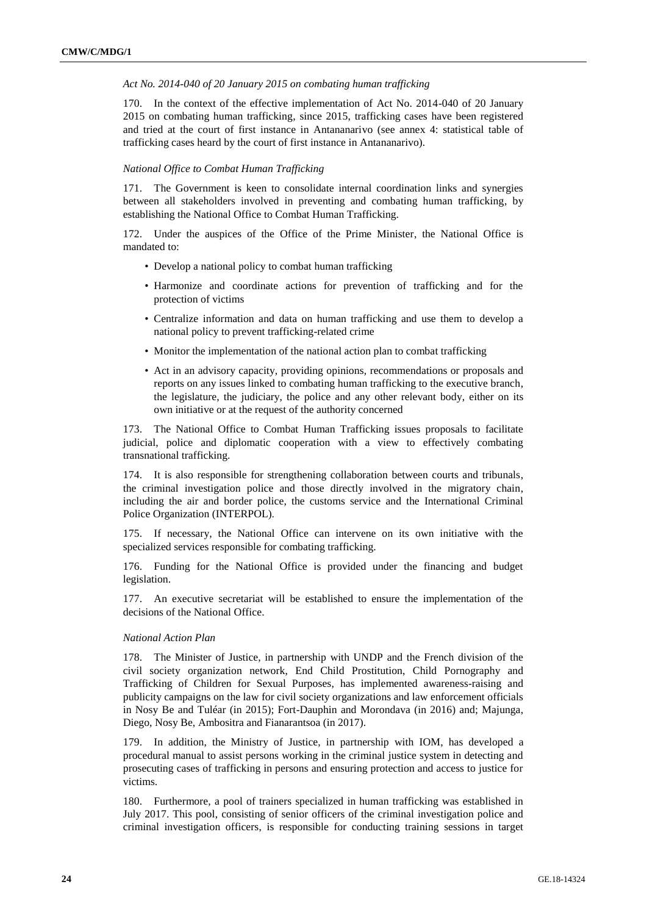*Act No. 2014-040 of 20 January 2015 on combating human trafficking*

170. In the context of the effective implementation of Act No. 2014-040 of 20 January 2015 on combating human trafficking, since 2015, trafficking cases have been registered and tried at the court of first instance in Antananarivo (see annex 4: statistical table of trafficking cases heard by the court of first instance in Antananarivo).

*National Office to Combat Human Trafficking*

171. The Government is keen to consolidate internal coordination links and synergies between all stakeholders involved in preventing and combating human trafficking, by establishing the National Office to Combat Human Trafficking.

172. Under the auspices of the Office of the Prime Minister, the National Office is mandated to:

- Develop a national policy to combat human trafficking
- Harmonize and coordinate actions for prevention of trafficking and for the protection of victims
- Centralize information and data on human trafficking and use them to develop a national policy to prevent trafficking-related crime
- Monitor the implementation of the national action plan to combat trafficking
- Act in an advisory capacity, providing opinions, recommendations or proposals and reports on any issues linked to combating human trafficking to the executive branch, the legislature, the judiciary, the police and any other relevant body, either on its own initiative or at the request of the authority concerned

173. The National Office to Combat Human Trafficking issues proposals to facilitate judicial, police and diplomatic cooperation with a view to effectively combating transnational trafficking.

174. It is also responsible for strengthening collaboration between courts and tribunals, the criminal investigation police and those directly involved in the migratory chain, including the air and border police, the customs service and the International Criminal Police Organization (INTERPOL).

175. If necessary, the National Office can intervene on its own initiative with the specialized services responsible for combating trafficking.

176. Funding for the National Office is provided under the financing and budget legislation.

177. An executive secretariat will be established to ensure the implementation of the decisions of the National Office.

*National Action Plan*

178. The Minister of Justice, in partnership with UNDP and the French division of the civil society organization network, End Child Prostitution, Child Pornography and Trafficking of Children for Sexual Purposes, has implemented awareness-raising and publicity campaigns on the law for civil society organizations and law enforcement officials in Nosy Be and Tuléar (in 2015); Fort-Dauphin and Morondava (in 2016) and; Majunga, Diego, Nosy Be, Ambositra and Fianarantsoa (in 2017).

179. In addition, the Ministry of Justice, in partnership with IOM, has developed a procedural manual to assist persons working in the criminal justice system in detecting and prosecuting cases of trafficking in persons and ensuring protection and access to justice for victims.

180. Furthermore, a pool of trainers specialized in human trafficking was established in July 2017. This pool, consisting of senior officers of the criminal investigation police and criminal investigation officers, is responsible for conducting training sessions in target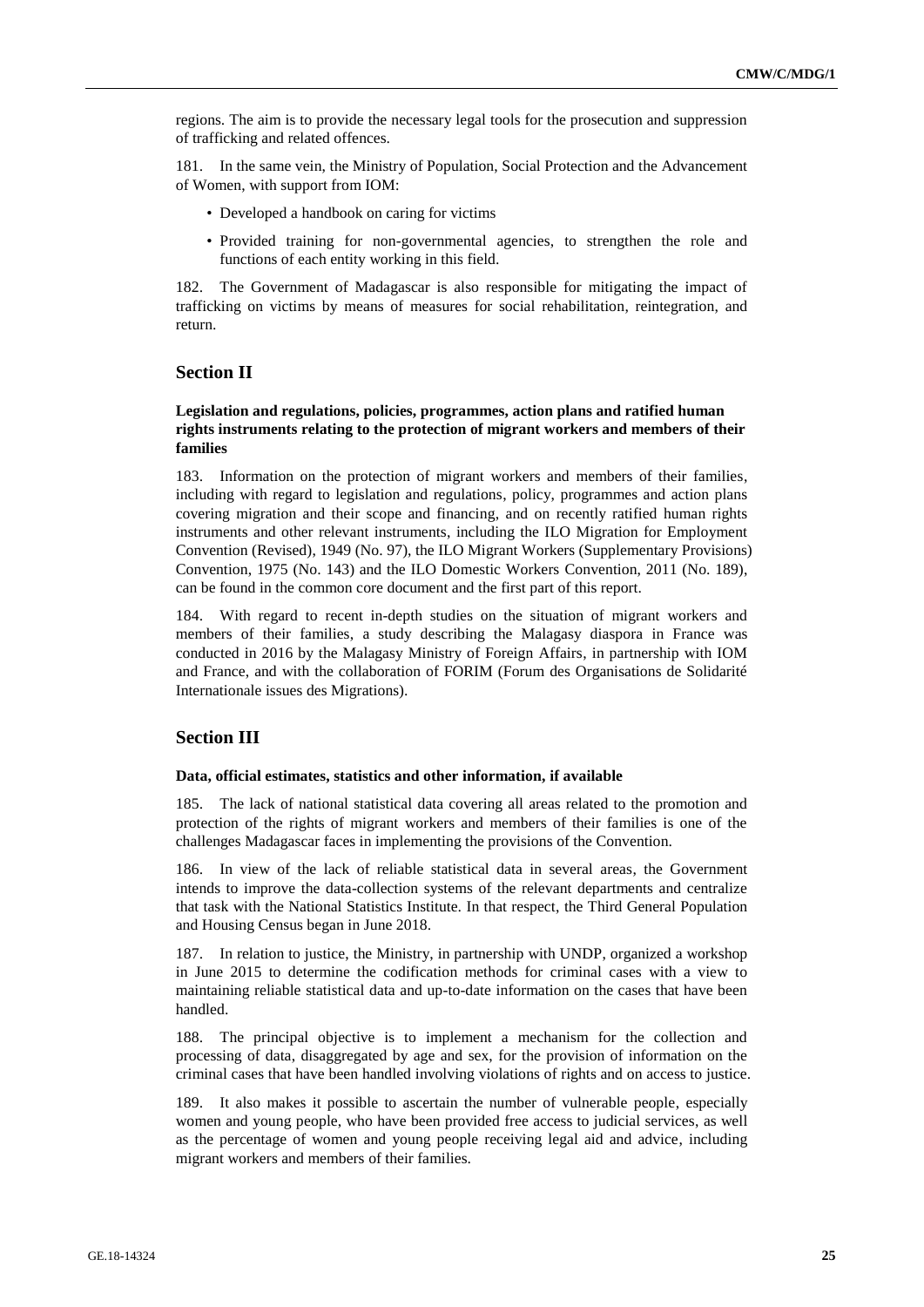regions. The aim is to provide the necessary legal tools for the prosecution and suppression of trafficking and related offences.

181. In the same vein, the Ministry of Population, Social Protection and the Advancement of Women, with support from IOM:

- Developed a handbook on caring for victims
- Provided training for non-governmental agencies, to strengthen the role and functions of each entity working in this field.

182. The Government of Madagascar is also responsible for mitigating the impact of trafficking on victims by means of measures for social rehabilitation, reintegration, and return.

## Section II

### Legislation and regulations, policies, programmes, action plans and ratified human rights instruments relating to the protection of migrant workers and members of their families

183. Information on the protection of migrant workers and members of their families, including with regard to legislation and regulations, policy, programmes and action plans covering migration and their scope and financing, and on recently ratified human rights instruments and other relevant instruments, including the ILO Migration for Employment Convention (Revised), 1949 (No. 97), the ILO Migrant Workers (Supplementary Provisions) Convention, 1975 (No. 143) and the ILO Domestic Workers Convention, 2011 (No. 189), can be found in the common core document and the first part of this report.

184. With regard to recent in-depth studies on the situation of migrant workers and members of their families, a study describing the Malagasy diaspora in France was conducted in 2016 by the Malagasy Ministry of Foreign Affairs, in partnership with IOM and France, and with the collaboration of FORIM (Forum des Organisations de Solidarité Internationale issues des Migrations).

## Section III

### Data, official estimates, statistics and other information, if available

185. The lack of national statistical data covering all areas related to the promotion and protection of the rights of migrant workers and members of their families is one of the challenges Madagascar faces in implementing the provisions of the Convention.

186. In view of the lack of reliable statistical data in several areas, the Government intends to improve the data-collection systems of the relevant departments and centralize that task with the National Statistics Institute. In that respect, the Third General Population and Housing Census began in June 2018.

187. In relation to justice, the Ministry, in partnership with UNDP, organized a workshop in June 2015 to determine the codification methods for criminal cases with a view to maintaining reliable statistical data and up-to-date information on the cases that have been handled.

188. The principal objective is to implement a mechanism for the collection and processing of data, disaggregated by age and sex, for the provision of information on the criminal cases that have been handled involving violations of rights and on access to justice.

189. It also makes it possible to ascertain the number of vulnerable people, especially women and young people, who have been provided free access to judicial services, as well as the percentage of women and young people receiving legal aid and advice, including migrant workers and members of their families.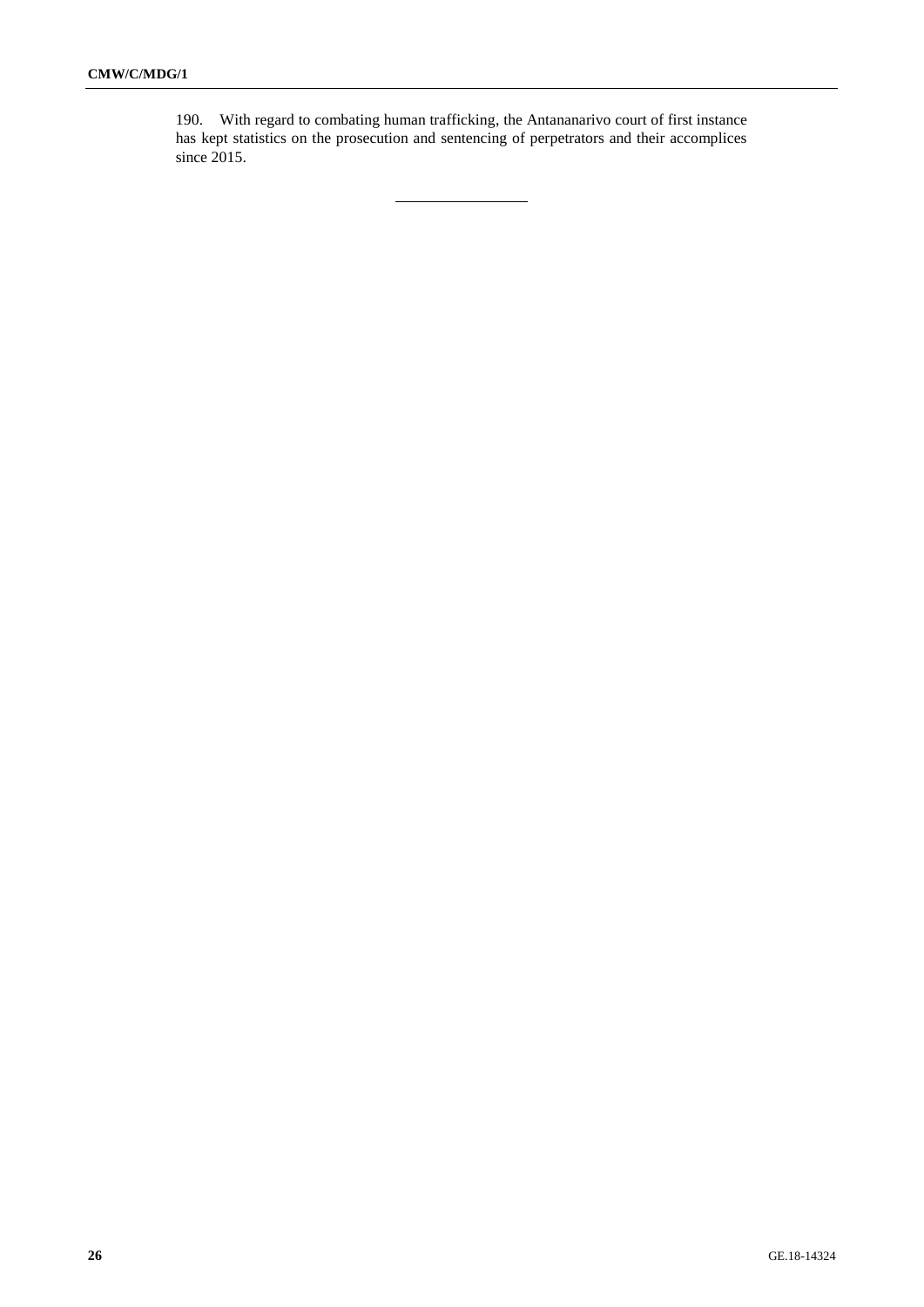190. With regard to combating human trafficking, the Antananarivo court of first instance has kept statistics on the prosecution and sentencing of perpetrators and their accomplices since 2015.